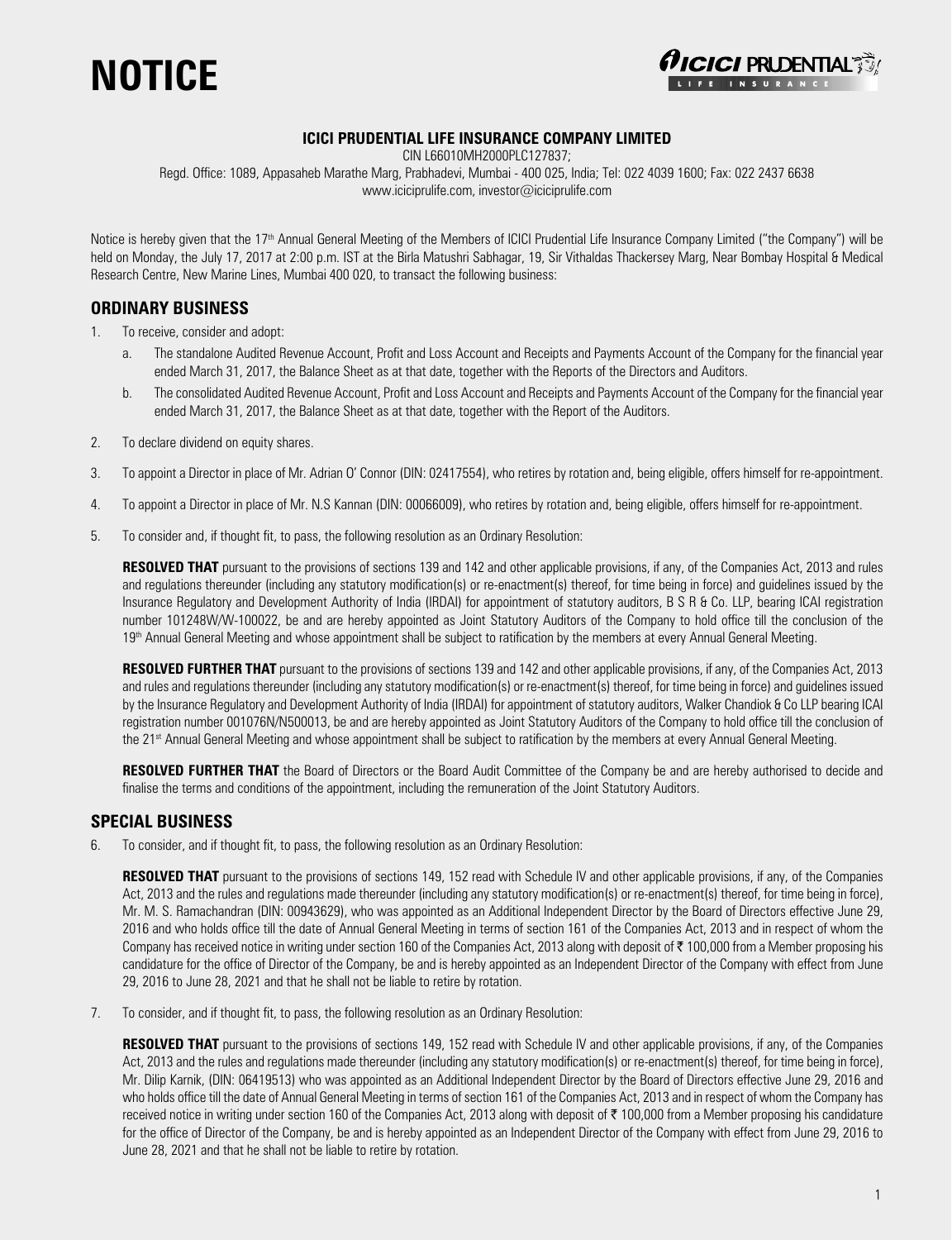# NOTICE

**ICICI PRUDENTIAL LIFE INSURANCE COMPANY LIMITED**

CIN L66010MH2000PLC127837;

Regd. Office: 1089, Appasaheb Marathe Marg, Prabhadevi, Mumbai - 400 025, India; Tel: 022 4039 1600; Fax: 022 2437 6638

www.iciciprulife.com, investor@iciciprulife.com

Notice is hereby given that the 17th Annual General Meeting of the Members of ICICI Prudential Life Insurance Company Limited ("the Company") will be held on Monday, the July 17, 2017 at 2:00 p.m. IST at the Birla Matushri Sabhagar, 19, Sir Vithaldas Thackersey Marg, Near Bombay Hospital & Medical Research Centre, New Marine Lines, Mumbai 400 020, to transact the following business:

## ORDINARY BUSINESS

1. To receive, consider and adopt:
   a. The standalone Audited Revenue Account, Profit and Loss Account and Receipts and Payments Account of the Company for the financial year ended March 31, 2017, the Balance Sheet as at that date, together with the Reports of the Directors and Auditors.
   b. The consolidated Audited Revenue Account, Profit and Loss Account and Receipts and Payments Account of the Company for the financial year ended March 31, 2017, the Balance Sheet as at that date, together with the Report of the Auditors.

2. To declare dividend on equity shares.

3. To appoint a Director in place of Mr. Adrian O' Connor (DIN: 02417554), who retires by rotation and, being eligible, offers himself for re-appointment.

4. To appoint a Director in place of Mr. N.S Kannan (DIN: 00066009), who retires by rotation and, being eligible, offers himself for re-appointment.

5. To consider and, if thought fit, to pass, the following resolution as an Ordinary Resolution:

   **RESOLVED THAT** pursuant to the provisions of sections 139 and 142 and other applicable provisions, if any, of the Companies Act, 2013 and rules and regulations thereunder (including any statutory modification(s) or re-enactment(s) thereof, for time being in force) and guidelines issued by the Insurance Regulatory and Development Authority of India (IRDAI) for appointment of statutory auditors, B S R & Co. LLP, bearing ICAI registration number 101248W/W-100022, be and are hereby appointed as Joint Statutory Auditors of the Company to hold office till the conclusion of the 19th Annual General Meeting and whose appointment shall be subject to ratification by the members at every Annual General Meeting.

   **RESOLVED FURTHER THAT** pursuant to the provisions of sections 139 and 142 and other applicable provisions, if any, of the Companies Act, 2013 and rules and regulations thereunder (including any statutory modification(s) or re-enactment(s) thereof, for time being in force) and guidelines issued by the Insurance Regulatory and Development Authority of India (IRDAI) for appointment of statutory auditors, Walker Chandiok & Co LLP bearing ICAI registration number 001076N/N500013, be and are hereby appointed as Joint Statutory Auditors of the Company to hold office till the conclusion of the 21st Annual General Meeting and whose appointment shall be subject to ratification by the members at every Annual General Meeting.

   **RESOLVED FURTHER THAT** the Board of Directors or the Board Audit Committee of the Company be and are hereby authorised to decide and finalise the terms and conditions of the appointment, including the remuneration of the Joint Statutory Auditors.

## SPECIAL BUSINESS

6. To consider, and if thought fit, to pass, the following resolution as an Ordinary Resolution:

   **RESOLVED THAT** pursuant to the provisions of sections 149, 152 read with Schedule IV and other applicable provisions, if any, of the Companies Act, 2013 and the rules and regulations made thereunder (including any statutory modification(s) or re-enactment(s) thereof, for time being in force), Mr. M. S. Ramachandran (DIN: 00943629), who was appointed as an Additional Independent Director by the Board of Directors effective June 29, 2016 and who holds office till the date of Annual General Meeting in terms of section 161 of the Companies Act, 2013 and in respect of whom the Company has received notice in writing under section 160 of the Companies Act, 2013 along with deposit of ₹ 100,000 from a Member proposing his candidature for the office of Director of the Company, be and is hereby appointed as an Independent Director of the Company with effect from June 29, 2016 to June 28, 2021 and that he shall not be liable to retire by rotation.

7. To consider, and if thought fit, to pass, the following resolution as an Ordinary Resolution:

   **RESOLVED THAT** pursuant to the provisions of sections 149, 152 read with Schedule IV and other applicable provisions, if any, of the Companies Act, 2013 and the rules and regulations made thereunder (including any statutory modification(s) or re-enactment(s) thereof, for time being in force), Mr. Dilip Karnik, (DIN: 06419513) who was appointed as an Additional Independent Director by the Board of Directors effective June 29, 2016 and who holds office till the date of Annual General Meeting in terms of section 161 of the Companies Act, 2013 and in respect of whom the Company has received notice in writing under section 160 of the Companies Act, 2013 along with deposit of ₹ 100,000 from a Member proposing his candidature for the office of Director of the Company, be and is hereby appointed as an Independent Director of the Company with effect from June 29, 2016 to June 28, 2021 and that he shall not be liable to retire by rotation.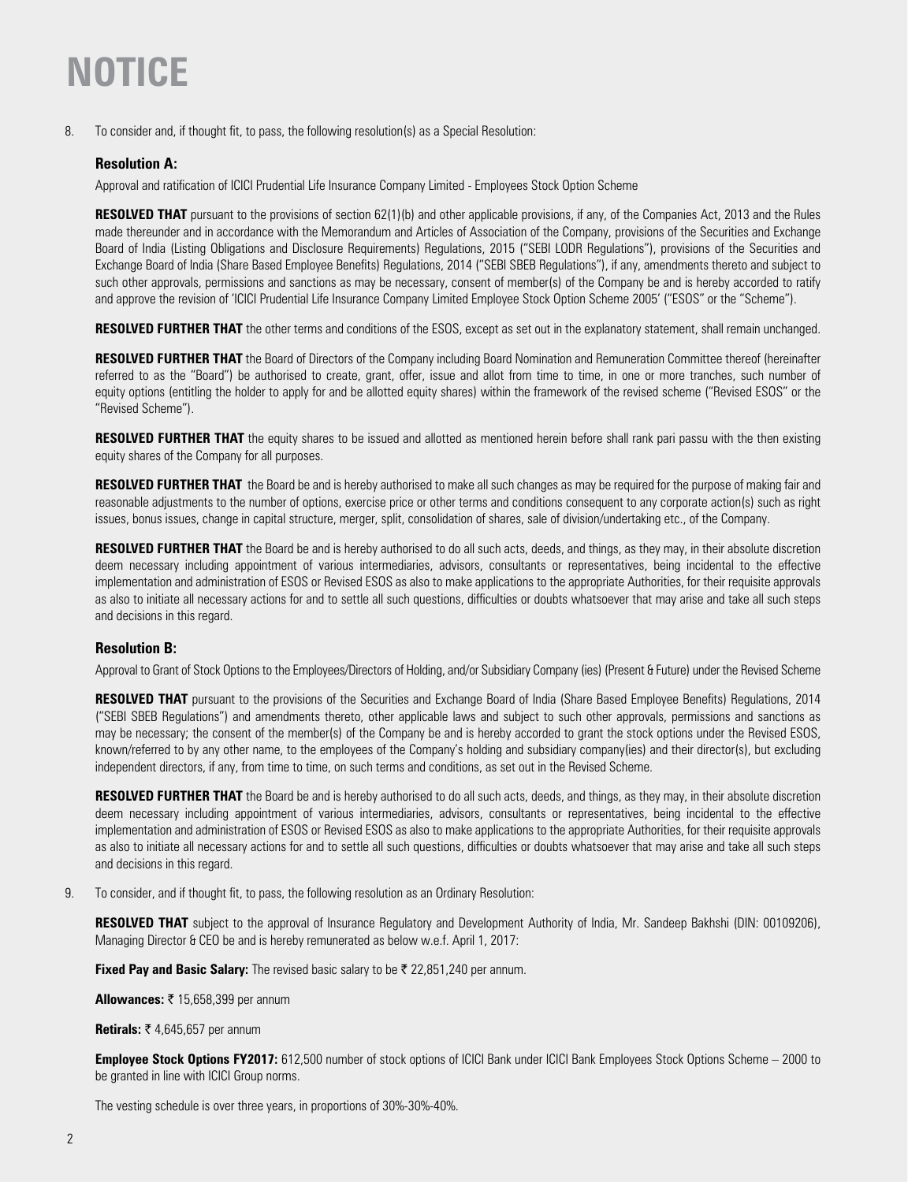# NOTICE

8. To consider and, if thought fit, to pass, the following resolution(s) as a Special Resolution:

### Resolution A:

Approval and ratification of ICICI Prudential Life Insurance Company Limited - Employees Stock Option Scheme

**RESOLVED THAT** pursuant to the provisions of section 62(1)(b) and other applicable provisions, if any, of the Companies Act, 2013 and the Rules made thereunder and in accordance with the Memorandum and Articles of Association of the Company, provisions of the Securities and Exchange Board of India (Listing Obligations and Disclosure Requirements) Regulations, 2015 ("SEBI LODR Regulations"), provisions of the Securities and Exchange Board of India (Share Based Employee Benefits) Regulations, 2014 ("SEBI SBEB Regulations"), if any, amendments thereto and subject to such other approvals, permissions and sanctions as may be necessary, consent of member(s) of the Company be and is hereby accorded to ratify and approve the revision of 'ICICI Prudential Life Insurance Company Limited Employee Stock Option Scheme 2005' ("ESOS" or the "Scheme").

**RESOLVED FURTHER THAT** the other terms and conditions of the ESOS, except as set out in the explanatory statement, shall remain unchanged.

**RESOLVED FURTHER THAT** the Board of Directors of the Company including Board Nomination and Remuneration Committee thereof (hereinafter referred to as the "Board") be authorised to create, grant, offer, issue and allot from time to time, in one or more tranches, such number of equity options (entitling the holder to apply for and be allotted equity shares) within the framework of the revised scheme ("Revised ESOS" or the "Revised Scheme").

**RESOLVED FURTHER THAT** the equity shares to be issued and allotted as mentioned herein before shall rank pari passu with the then existing equity shares of the Company for all purposes.

**RESOLVED FURTHER THAT** the Board be and is hereby authorised to make all such changes as may be required for the purpose of making fair and reasonable adjustments to the number of options, exercise price or other terms and conditions consequent to any corporate action(s) such as right issues, bonus issues, change in capital structure, merger, split, consolidation of shares, sale of division/undertaking etc., of the Company.

**RESOLVED FURTHER THAT** the Board be and is hereby authorised to do all such acts, deeds, and things, as they may, in their absolute discretion deem necessary including appointment of various intermediaries, advisors, consultants or representatives, being incidental to the effective implementation and administration of ESOS or Revised ESOS as also to make applications to the appropriate Authorities, for their requisite approvals as also to initiate all necessary actions for and to settle all such questions, difficulties or doubts whatsoever that may arise and take all such steps and decisions in this regard.

### Resolution B:

Approval to Grant of Stock Options to the Employees/Directors of Holding, and/or Subsidiary Company (ies) (Present & Future) under the Revised Scheme

**RESOLVED THAT** pursuant to the provisions of the Securities and Exchange Board of India (Share Based Employee Benefits) Regulations, 2014 ("SEBI SBEB Regulations") and amendments thereto, other applicable laws and subject to such other approvals, permissions and sanctions as may be necessary; the consent of the member(s) of the Company be and is hereby accorded to grant the stock options under the Revised ESOS, known/referred to by any other name, to the employees of the Company's holding and subsidiary company(ies) and their director(s), but excluding independent directors, if any, from time to time, on such terms and conditions, as set out in the Revised Scheme.

**RESOLVED FURTHER THAT** the Board be and is hereby authorised to do all such acts, deeds, and things, as they may, in their absolute discretion deem necessary including appointment of various intermediaries, advisors, consultants or representatives, being incidental to the effective implementation and administration of ESOS or Revised ESOS as also to make applications to the appropriate Authorities, for their requisite approvals as also to initiate all necessary actions for and to settle all such questions, difficulties or doubts whatsoever that may arise and take all such steps and decisions in this regard.

9. To consider, and if thought fit, to pass, the following resolution as an Ordinary Resolution:

**RESOLVED THAT** subject to the approval of Insurance Regulatory and Development Authority of India, Mr. Sandeep Bakhshi (DIN: 00109206), Managing Director & CEO be and is hereby remunerated as below w.e.f. April 1, 2017:

**Fixed Pay and Basic Salary:** The revised basic salary to be ₹ 22,851,240 per annum.

**Allowances:** ₹ 15,658,399 per annum

**Retirals:** ₹ 4,645,657 per annum

**Employee Stock Options FY2017:** 612,500 number of stock options of ICICI Bank under ICICI Bank Employees Stock Options Scheme – 2000 to be granted in line with ICICI Group norms.

The vesting schedule is over three years, in proportions of 30%-30%-40%.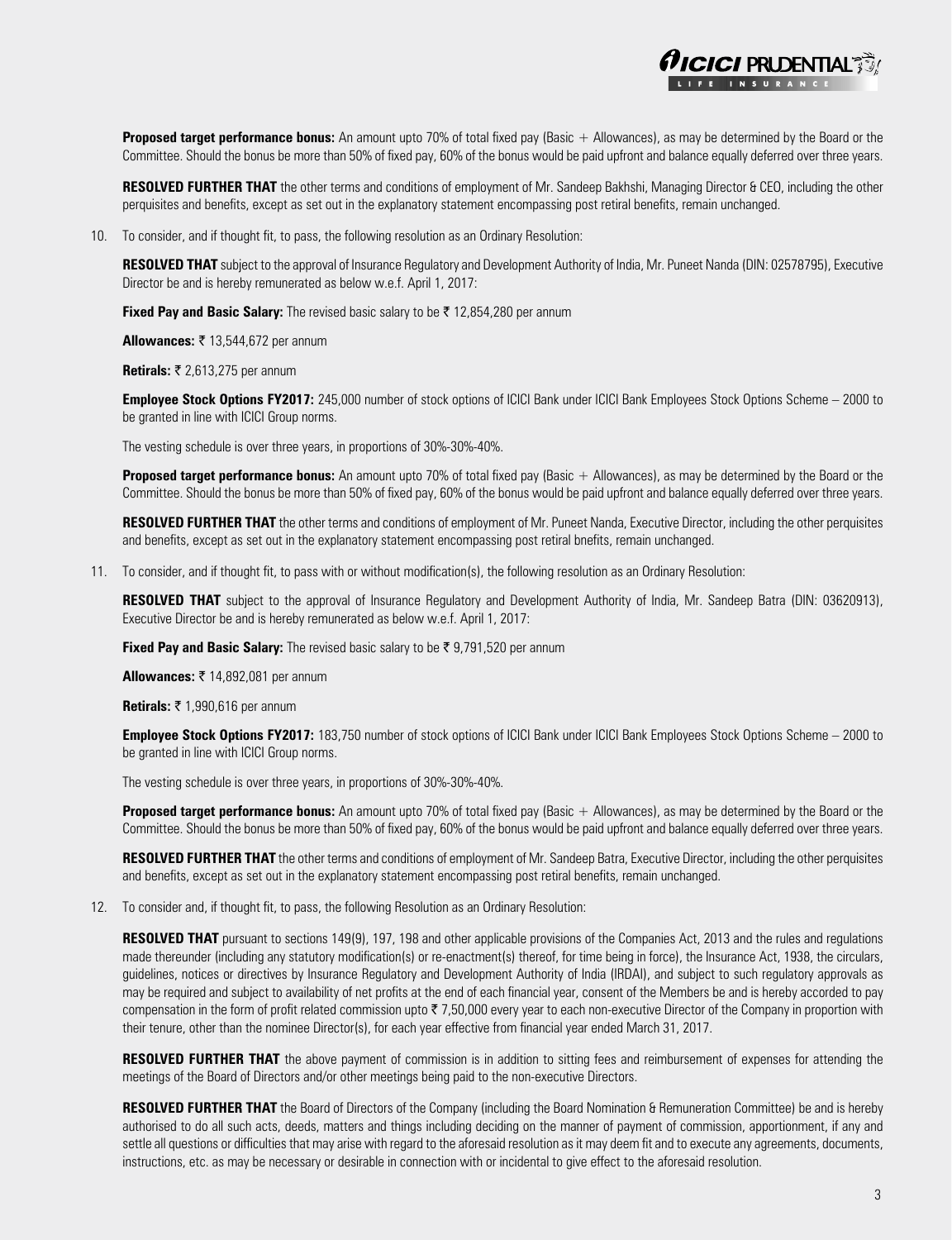**Proposed target performance bonus:** An amount upto 70% of total fixed pay (Basic + Allowances), as may be determined by the Board or the Committee. Should the bonus be more than 50% of fixed pay, 60% of the bonus would be paid upfront and balance equally deferred over three years.

**RESOLVED FURTHER THAT** the other terms and conditions of employment of Mr. Sandeep Bakhshi, Managing Director & CEO, including the other perquisites and benefits, except as set out in the explanatory statement encompassing post retiral benefits, remain unchanged.

10. To consider, and if thought fit, to pass, the following resolution as an Ordinary Resolution:

    **RESOLVED THAT** subject to the approval of Insurance Regulatory and Development Authority of India, Mr. Puneet Nanda (DIN: 02578795), Executive Director be and is hereby remunerated as below w.e.f. April 1, 2017:

    **Fixed Pay and Basic Salary:** The revised basic salary to be ₹ 12,854,280 per annum

    **Allowances:** ₹ 13,544,672 per annum

    **Retirals:** ₹ 2,613,275 per annum

    **Employee Stock Options FY2017:** 245,000 number of stock options of ICICI Bank under ICICI Bank Employees Stock Options Scheme – 2000 to be granted in line with ICICI Group norms.

    The vesting schedule is over three years, in proportions of 30%-30%-40%.

    **Proposed target performance bonus:** An amount upto 70% of total fixed pay (Basic + Allowances), as may be determined by the Board or the Committee. Should the bonus be more than 50% of fixed pay, 60% of the bonus would be paid upfront and balance equally deferred over three years.

    **RESOLVED FURTHER THAT** the other terms and conditions of employment of Mr. Puneet Nanda, Executive Director, including the other perquisites and benefits, except as set out in the explanatory statement encompassing post retiral bnefits, remain unchanged.

11. To consider, and if thought fit, to pass with or without modification(s), the following resolution as an Ordinary Resolution:

    **RESOLVED THAT** subject to the approval of Insurance Regulatory and Development Authority of India, Mr. Sandeep Batra (DIN: 03620913), Executive Director be and is hereby remunerated as below w.e.f. April 1, 2017:

    **Fixed Pay and Basic Salary:** The revised basic salary to be ₹ 9,791,520 per annum

    **Allowances:** ₹ 14,892,081 per annum

    **Retirals:** ₹ 1,990,616 per annum

    **Employee Stock Options FY2017:** 183,750 number of stock options of ICICI Bank under ICICI Bank Employees Stock Options Scheme – 2000 to be granted in line with ICICI Group norms.

    The vesting schedule is over three years, in proportions of 30%-30%-40%.

    **Proposed target performance bonus:** An amount upto 70% of total fixed pay (Basic + Allowances), as may be determined by the Board or the Committee. Should the bonus be more than 50% of fixed pay, 60% of the bonus would be paid upfront and balance equally deferred over three years.

    **RESOLVED FURTHER THAT** the other terms and conditions of employment of Mr. Sandeep Batra, Executive Director, including the other perquisites and benefits, except as set out in the explanatory statement encompassing post retiral benefits, remain unchanged.

12. To consider and, if thought fit, to pass, the following Resolution as an Ordinary Resolution:

    **RESOLVED THAT** pursuant to sections 149(9), 197, 198 and other applicable provisions of the Companies Act, 2013 and the rules and regulations made thereunder (including any statutory modification(s) or re-enactment(s) thereof, for time being in force), the Insurance Act, 1938, the circulars, guidelines, notices or directives by Insurance Regulatory and Development Authority of India (IRDAI), and subject to such regulatory approvals as may be required and subject to availability of net profits at the end of each financial year, consent of the Members be and is hereby accorded to pay compensation in the form of profit related commission upto ₹ 7,50,000 every year to each non-executive Director of the Company in proportion with their tenure, other than the nominee Director(s), for each year effective from financial year ended March 31, 2017.

    **RESOLVED FURTHER THAT** the above payment of commission is in addition to sitting fees and reimbursement of expenses for attending the meetings of the Board of Directors and/or other meetings being paid to the non-executive Directors.

    **RESOLVED FURTHER THAT** the Board of Directors of the Company (including the Board Nomination & Remuneration Committee) be and is hereby authorised to do all such acts, deeds, matters and things including deciding on the manner of payment of commission, apportionment, if any and settle all questions or difficulties that may arise with regard to the aforesaid resolution as it may deem fit and to execute any agreements, documents, instructions, etc. as may be necessary or desirable in connection with or incidental to give effect to the aforesaid resolution.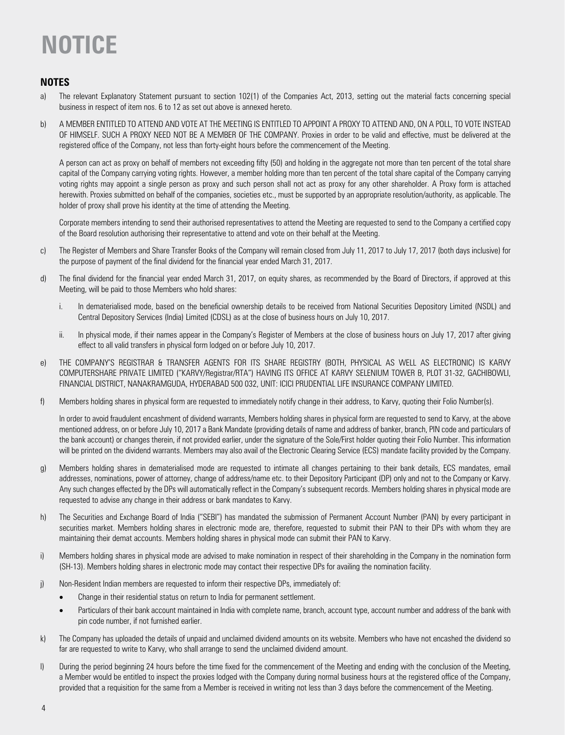# NOTICE

## NOTES

a) The relevant Explanatory Statement pursuant to section 102(1) of the Companies Act, 2013, setting out the material facts concerning special business in respect of item nos. 6 to 12 as set out above is annexed hereto.

b) A MEMBER ENTITLED TO ATTEND AND VOTE AT THE MEETING IS ENTITLED TO APPOINT A PROXY TO ATTEND AND, ON A POLL, TO VOTE INSTEAD OF HIMSELF. SUCH A PROXY NEED NOT BE A MEMBER OF THE COMPANY. Proxies in order to be valid and effective, must be delivered at the registered office of the Company, not less than forty-eight hours before the commencement of the Meeting.

   A person can act as proxy on behalf of members not exceeding fifty (50) and holding in the aggregate not more than ten percent of the total share capital of the Company carrying voting rights. However, a member holding more than ten percent of the total share capital of the Company carrying voting rights may appoint a single person as proxy and such person shall not act as proxy for any other shareholder. A Proxy form is attached herewith. Proxies submitted on behalf of the companies, societies etc., must be supported by an appropriate resolution/authority, as applicable. The holder of proxy shall prove his identity at the time of attending the Meeting.

   Corporate members intending to send their authorised representatives to attend the Meeting are requested to send to the Company a certified copy of the Board resolution authorising their representative to attend and vote on their behalf at the Meeting.

c) The Register of Members and Share Transfer Books of the Company will remain closed from July 11, 2017 to July 17, 2017 (both days inclusive) for the purpose of payment of the final dividend for the financial year ended March 31, 2017.

d) The final dividend for the financial year ended March 31, 2017, on equity shares, as recommended by the Board of Directors, if approved at this Meeting, will be paid to those Members who hold shares:

   i. In dematerialised mode, based on the beneficial ownership details to be received from National Securities Depository Limited (NSDL) and Central Depository Services (India) Limited (CDSL) as at the close of business hours on July 10, 2017.

   ii. In physical mode, if their names appear in the Company's Register of Members at the close of business hours on July 17, 2017 after giving effect to all valid transfers in physical form lodged on or before July 10, 2017.

e) THE COMPANY'S REGISTRAR & TRANSFER AGENTS FOR ITS SHARE REGISTRY (BOTH, PHYSICAL AS WELL AS ELECTRONIC) IS KARVY COMPUTERSHARE PRIVATE LIMITED ("KARVY/Registrar/RTA") HAVING ITS OFFICE AT KARVY SELENIUM TOWER B, PLOT 31-32, GACHIBOWLI, FINANCIAL DISTRICT, NANAKRAMGUDA, HYDERABAD 500 032, UNIT: ICICI PRUDENTIAL LIFE INSURANCE COMPANY LIMITED.

f) Members holding shares in physical form are requested to immediately notify change in their address, to Karvy, quoting their Folio Number(s).

   In order to avoid fraudulent encashment of dividend warrants, Members holding shares in physical form are requested to send to Karvy, at the above mentioned address, on or before July 10, 2017 a Bank Mandate (providing details of name and address of banker, branch, PIN code and particulars of the bank account) or changes therein, if not provided earlier, under the signature of the Sole/First holder quoting their Folio Number. This information will be printed on the dividend warrants. Members may also avail of the Electronic Clearing Service (ECS) mandate facility provided by the Company.

g) Members holding shares in dematerialised mode are requested to intimate all changes pertaining to their bank details, ECS mandates, email addresses, nominations, power of attorney, change of address/name etc. to their Depository Participant (DP) only and not to the Company or Karvy. Any such changes effected by the DPs will automatically reflect in the Company's subsequent records. Members holding shares in physical mode are requested to advise any change in their address or bank mandates to Karvy.

h) The Securities and Exchange Board of India ("SEBI") has mandated the submission of Permanent Account Number (PAN) by every participant in securities market. Members holding shares in electronic mode are, therefore, requested to submit their PAN to their DPs with whom they are maintaining their demat accounts. Members holding shares in physical mode can submit their PAN to Karvy.

i) Members holding shares in physical mode are advised to make nomination in respect of their shareholding in the Company in the nomination form (SH-13). Members holding shares in electronic mode may contact their respective DPs for availing the nomination facility.

j) Non-Resident Indian members are requested to inform their respective DPs, immediately of:

   - Change in their residential status on return to India for permanent settlement.
   - Particulars of their bank account maintained in India with complete name, branch, account type, account number and address of the bank with pin code number, if not furnished earlier.

k) The Company has uploaded the details of unpaid and unclaimed dividend amounts on its website. Members who have not encashed the dividend so far are requested to write to Karvy, who shall arrange to send the unclaimed dividend amount.

l) During the period beginning 24 hours before the time fixed for the commencement of the Meeting and ending with the conclusion of the Meeting, a Member would be entitled to inspect the proxies lodged with the Company during normal business hours at the registered office of the Company, provided that a requisition for the same from a Member is received in writing not less than 3 days before the commencement of the Meeting.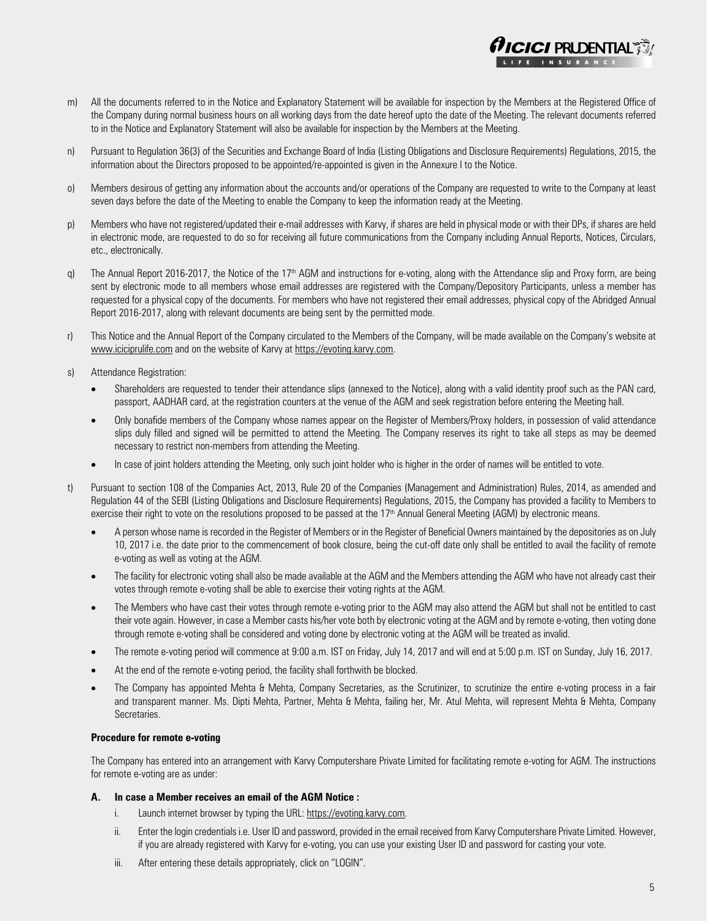m) All the documents referred to in the Notice and Explanatory Statement will be available for inspection by the Members at the Registered Office of the Company during normal business hours on all working days from the date hereof upto the date of the Meeting. The relevant documents referred to in the Notice and Explanatory Statement will also be available for inspection by the Members at the Meeting.

n) Pursuant to Regulation 36(3) of the Securities and Exchange Board of India (Listing Obligations and Disclosure Requirements) Regulations, 2015, the information about the Directors proposed to be appointed/re-appointed is given in the Annexure I to the Notice.

o) Members desirous of getting any information about the accounts and/or operations of the Company are requested to write to the Company at least seven days before the date of the Meeting to enable the Company to keep the information ready at the Meeting.

p) Members who have not registered/updated their e-mail addresses with Karvy, if shares are held in physical mode or with their DPs, if shares are held in electronic mode, are requested to do so for receiving all future communications from the Company including Annual Reports, Notices, Circulars, etc., electronically.

q) The Annual Report 2016-2017, the Notice of the 17th AGM and instructions for e-voting, along with the Attendance slip and Proxy form, are being sent by electronic mode to all members whose email addresses are registered with the Company/Depository Participants, unless a member has requested for a physical copy of the documents. For members who have not registered their email addresses, physical copy of the Abridged Annual Report 2016-2017, along with relevant documents are being sent by the permitted mode.

r) This Notice and the Annual Report of the Company circulated to the Members of the Company, will be made available on the Company's website at www.iciciprulife.com and on the website of Karvy at https://evoting.karvy.com.

s) Attendance Registration:

- Shareholders are requested to tender their attendance slips (annexed to the Notice), along with a valid identity proof such as the PAN card, passport, AADHAR card, at the registration counters at the venue of the AGM and seek registration before entering the Meeting hall.
- Only bonafide members of the Company whose names appear on the Register of Members/Proxy holders, in possession of valid attendance slips duly filled and signed will be permitted to attend the Meeting. The Company reserves its right to take all steps as may be deemed necessary to restrict non-members from attending the Meeting.
- In case of joint holders attending the Meeting, only such joint holder who is higher in the order of names will be entitled to vote.

t) Pursuant to section 108 of the Companies Act, 2013, Rule 20 of the Companies (Management and Administration) Rules, 2014, as amended and Regulation 44 of the SEBI (Listing Obligations and Disclosure Requirements) Regulations, 2015, the Company has provided a facility to Members to exercise their right to vote on the resolutions proposed to be passed at the 17th Annual General Meeting (AGM) by electronic means.

- A person whose name is recorded in the Register of Members or in the Register of Beneficial Owners maintained by the depositories as on July 10, 2017 i.e. the date prior to the commencement of book closure, being the cut-off date only shall be entitled to avail the facility of remote e-voting as well as voting at the AGM.
- The facility for electronic voting shall also be made available at the AGM and the Members attending the AGM who have not already cast their votes through remote e-voting shall be able to exercise their voting rights at the AGM.
- The Members who have cast their votes through remote e-voting prior to the AGM may also attend the AGM but shall not be entitled to cast their vote again. However, in case a Member casts his/her vote both by electronic voting at the AGM and by remote e-voting, then voting done through remote e-voting shall be considered and voting done by electronic voting at the AGM will be treated as invalid.
- The remote e-voting period will commence at 9:00 a.m. IST on Friday, July 14, 2017 and will end at 5:00 p.m. IST on Sunday, July 16, 2017.
- At the end of the remote e-voting period, the facility shall forthwith be blocked.
- The Company has appointed Mehta & Mehta, Company Secretaries, as the Scrutinizer, to scrutinize the entire e-voting process in a fair and transparent manner. Ms. Dipti Mehta, Partner, Mehta & Mehta, failing her, Mr. Atul Mehta, will represent Mehta & Mehta, Company Secretaries.

**Procedure for remote e-voting**

The Company has entered into an arrangement with Karvy Computershare Private Limited for facilitating remote e-voting for AGM. The instructions for remote e-voting are as under:

**A. In case a Member receives an email of the AGM Notice :**

i. Launch internet browser by typing the URL: https://evoting.karvy.com.

ii. Enter the login credentials i.e. User ID and password, provided in the email received from Karvy Computershare Private Limited. However, if you are already registered with Karvy for e-voting, you can use your existing User ID and password for casting your vote.

iii. After entering these details appropriately, click on "LOGIN".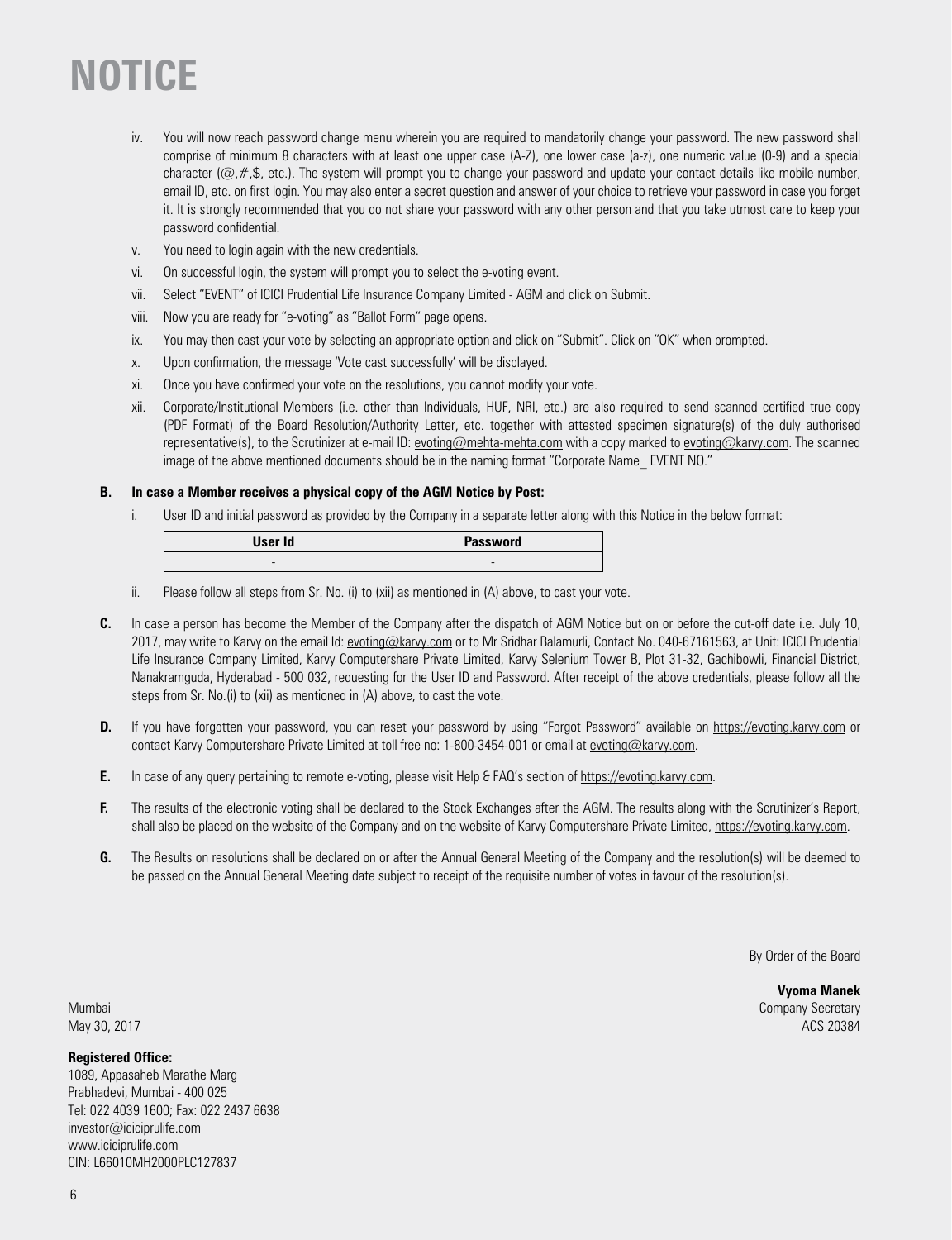# NOTICE

iv. You will now reach password change menu wherein you are required to mandatorily change your password. The new password shall comprise of minimum 8 characters with at least one upper case (A-Z), one lower case (a-z), one numeric value (0-9) and a special character (@,#,$, etc.). The system will prompt you to change your password and update your contact details like mobile number, email ID, etc. on first login. You may also enter a secret question and answer of your choice to retrieve your password in case you forget it. It is strongly recommended that you do not share your password with any other person and that you take utmost care to keep your password confidential.

v. You need to login again with the new credentials.

vi. On successful login, the system will prompt you to select the e-voting event.

vii. Select "EVENT" of ICICI Prudential Life Insurance Company Limited - AGM and click on Submit.

viii. Now you are ready for "e-voting" as "Ballot Form" page opens.

ix. You may then cast your vote by selecting an appropriate option and click on "Submit". Click on "OK" when prompted.

x. Upon confirmation, the message 'Vote cast successfully' will be displayed.

xi. Once you have confirmed your vote on the resolutions, you cannot modify your vote.

xii. Corporate/Institutional Members (i.e. other than Individuals, HUF, NRI, etc.) are also required to send scanned certified true copy (PDF Format) of the Board Resolution/Authority Letter, etc. together with attested specimen signature(s) of the duly authorised representative(s), to the Scrutinizer at e-mail ID: evoting@mehta-mehta.com with a copy marked to evoting@karvy.com. The scanned image of the above mentioned documents should be in the naming format "Corporate Name_ EVENT NO."

**B. In case a Member receives a physical copy of the AGM Notice by Post:**

i. User ID and initial password as provided by the Company in a separate letter along with this Notice in the below format:

| User Id | Password |
|---|---|
| - | - |

ii. Please follow all steps from Sr. No. (i) to (xii) as mentioned in (A) above, to cast your vote.

**C.** In case a person has become the Member of the Company after the dispatch of AGM Notice but on or before the cut-off date i.e. July 10, 2017, may write to Karvy on the email Id: evoting@karvy.com or to Mr Sridhar Balamurli, Contact No. 040-67161563, at Unit: ICICI Prudential Life Insurance Company Limited, Karvy Computershare Private Limited, Karvy Selenium Tower B, Plot 31-32, Gachibowli, Financial District, Nanakramguda, Hyderabad - 500 032, requesting for the User ID and Password. After receipt of the above credentials, please follow all the steps from Sr. No.(i) to (xii) as mentioned in (A) above, to cast the vote.

**D.** If you have forgotten your password, you can reset your password by using "Forgot Password" available on https://evoting.karvy.com or contact Karvy Computershare Private Limited at toll free no: 1-800-3454-001 or email at evoting@karvy.com.

**E.** In case of any query pertaining to remote e-voting, please visit Help & FAQ's section of https://evoting.karvy.com.

**F.** The results of the electronic voting shall be declared to the Stock Exchanges after the AGM. The results along with the Scrutinizer's Report, shall also be placed on the website of the Company and on the website of Karvy Computershare Private Limited, https://evoting.karvy.com.

**G.** The Results on resolutions shall be declared on or after the Annual General Meeting of the Company and the resolution(s) will be deemed to be passed on the Annual General Meeting date subject to receipt of the requisite number of votes in favour of the resolution(s).

By Order of the Board

**Vyoma Manek**
Company Secretary
ACS 20384

Mumbai
May 30, 2017

**Registered Office:**
1089, Appasaheb Marathe Marg
Prabhadevi, Mumbai - 400 025
Tel: 022 4039 1600; Fax: 022 2437 6638
investor@iciciprulife.com
www.iciciprulife.com
CIN: L66010MH2000PLC127837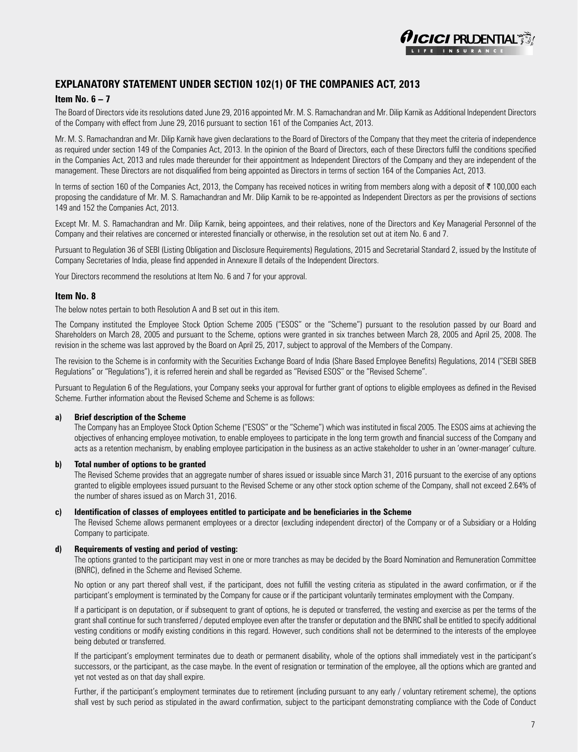## EXPLANATORY STATEMENT UNDER SECTION 102(1) OF THE COMPANIES ACT, 2013

### Item No. 6 – 7

The Board of Directors vide its resolutions dated June 29, 2016 appointed Mr. M. S. Ramachandran and Mr. Dilip Karnik as Additional Independent Directors of the Company with effect from June 29, 2016 pursuant to section 161 of the Companies Act, 2013.

Mr. M. S. Ramachandran and Mr. Dilip Karnik have given declarations to the Board of Directors of the Company that they meet the criteria of independence as required under section 149 of the Companies Act, 2013. In the opinion of the Board of Directors, each of these Directors fulfil the conditions specified in the Companies Act, 2013 and rules made thereunder for their appointment as Independent Directors of the Company and they are independent of the management. These Directors are not disqualified from being appointed as Directors in terms of section 164 of the Companies Act, 2013.

In terms of section 160 of the Companies Act, 2013, the Company has received notices in writing from members along with a deposit of ₹ 100,000 each proposing the candidature of Mr. M. S. Ramachandran and Mr. Dilip Karnik to be re-appointed as Independent Directors as per the provisions of sections 149 and 152 the Companies Act, 2013.

Except Mr. M. S. Ramachandran and Mr. Dilip Karnik, being appointees, and their relatives, none of the Directors and Key Managerial Personnel of the Company and their relatives are concerned or interested financially or otherwise, in the resolution set out at item No. 6 and 7.

Pursuant to Regulation 36 of SEBI (Listing Obligation and Disclosure Requirements) Regulations, 2015 and Secretarial Standard 2, issued by the Institute of Company Secretaries of India, please find appended in Annexure II details of the Independent Directors.

Your Directors recommend the resolutions at Item No. 6 and 7 for your approval.

### Item No. 8

The below notes pertain to both Resolution A and B set out in this item.

The Company instituted the Employee Stock Option Scheme 2005 ("ESOS" or the "Scheme") pursuant to the resolution passed by our Board and Shareholders on March 28, 2005 and pursuant to the Scheme, options were granted in six tranches between March 28, 2005 and April 25, 2008. The revision in the scheme was last approved by the Board on April 25, 2017, subject to approval of the Members of the Company.

The revision to the Scheme is in conformity with the Securities Exchange Board of India (Share Based Employee Benefits) Regulations, 2014 ("SEBI SBEB Regulations" or "Regulations"), it is referred herein and shall be regarded as "Revised ESOS" or the "Revised Scheme".

Pursuant to Regulation 6 of the Regulations, your Company seeks your approval for further grant of options to eligible employees as defined in the Revised Scheme. Further information about the Revised Scheme and Scheme is as follows:

**a) Brief description of the Scheme**

The Company has an Employee Stock Option Scheme ("ESOS" or the "Scheme") which was instituted in fiscal 2005. The ESOS aims at achieving the objectives of enhancing employee motivation, to enable employees to participate in the long term growth and financial success of the Company and acts as a retention mechanism, by enabling employee participation in the business as an active stakeholder to usher in an 'owner-manager' culture.

**b) Total number of options to be granted**

The Revised Scheme provides that an aggregate number of shares issued or issuable since March 31, 2016 pursuant to the exercise of any options granted to eligible employees issued pursuant to the Revised Scheme or any other stock option scheme of the Company, shall not exceed 2.64% of the number of shares issued as on March 31, 2016.

**c) Identification of classes of employees entitled to participate and be beneficiaries in the Scheme**

The Revised Scheme allows permanent employees or a director (excluding independent director) of the Company or of a Subsidiary or a Holding Company to participate.

**d) Requirements of vesting and period of vesting:**

The options granted to the participant may vest in one or more tranches as may be decided by the Board Nomination and Remuneration Committee (BNRC), defined in the Scheme and Revised Scheme.

No option or any part thereof shall vest, if the participant, does not fulfill the vesting criteria as stipulated in the award confirmation, or if the participant's employment is terminated by the Company for cause or if the participant voluntarily terminates employment with the Company.

If a participant is on deputation, or if subsequent to grant of options, he is deputed or transferred, the vesting and exercise as per the terms of the grant shall continue for such transferred / deputed employee even after the transfer or deputation and the BNRC shall be entitled to specify additional vesting conditions or modify existing conditions in this regard. However, such conditions shall not be determined to the interests of the employee being debuted or transferred.

If the participant's employment terminates due to death or permanent disability, whole of the options shall immediately vest in the participant's successors, or the participant, as the case maybe. In the event of resignation or termination of the employee, all the options which are granted and yet not vested as on that day shall expire.

Further, if the participant's employment terminates due to retirement (including pursuant to any early / voluntary retirement scheme), the options shall vest by such period as stipulated in the award confirmation, subject to the participant demonstrating compliance with the Code of Conduct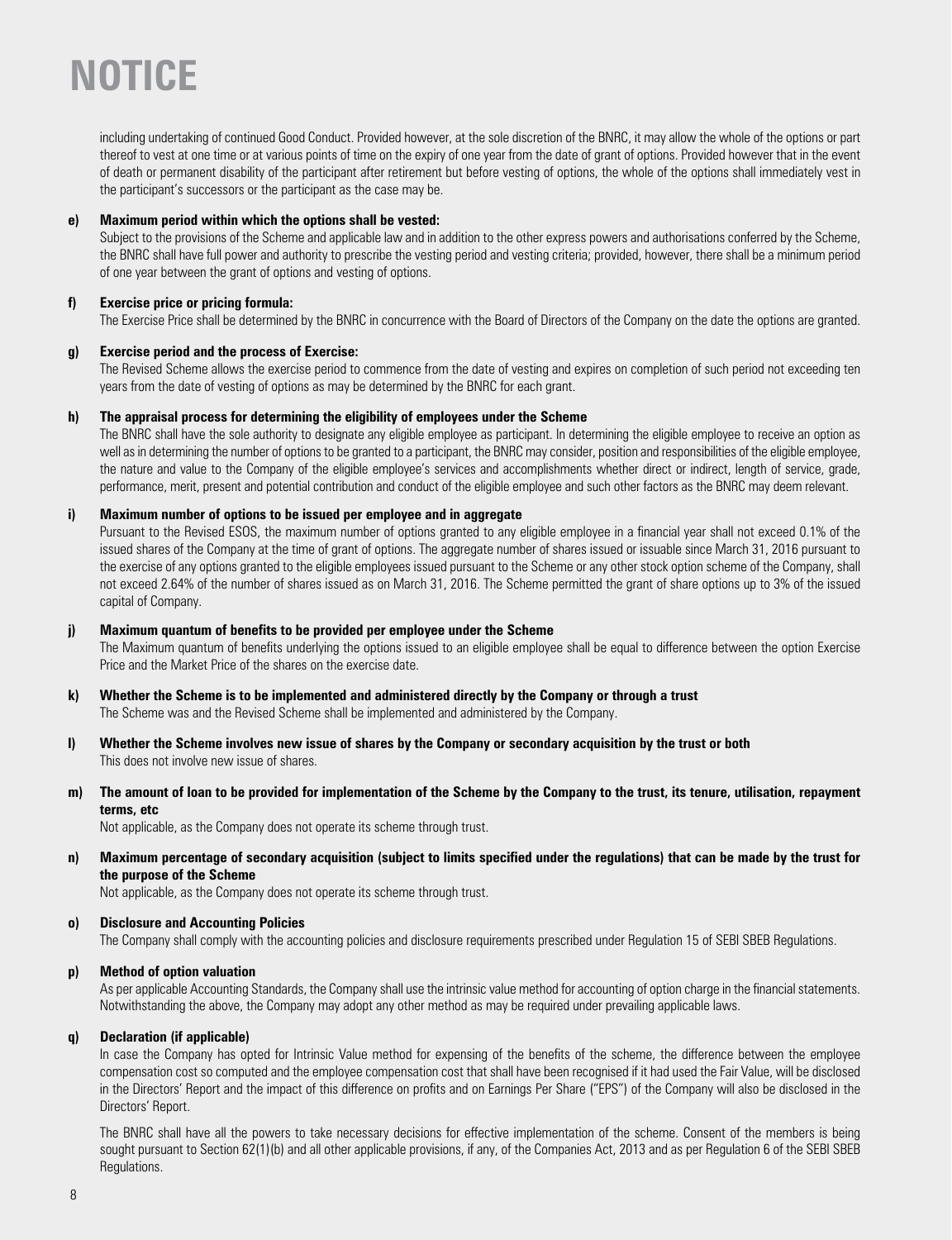# NOTICE

including undertaking of continued Good Conduct. Provided however, at the sole discretion of the BNRC, it may allow the whole of the options or part thereof to vest at one time or at various points of time on the expiry of one year from the date of grant of options. Provided however that in the event of death or permanent disability of the participant after retirement but before vesting of options, the whole of the options shall immediately vest in the participant's successors or the participant as the case may be.

**e) Maximum period within which the options shall be vested:**

Subject to the provisions of the Scheme and applicable law and in addition to the other express powers and authorisations conferred by the Scheme, the BNRC shall have full power and authority to prescribe the vesting period and vesting criteria; provided, however, there shall be a minimum period of one year between the grant of options and vesting of options.

**f) Exercise price or pricing formula:**

The Exercise Price shall be determined by the BNRC in concurrence with the Board of Directors of the Company on the date the options are granted.

**g) Exercise period and the process of Exercise:**

The Revised Scheme allows the exercise period to commence from the date of vesting and expires on completion of such period not exceeding ten years from the date of vesting of options as may be determined by the BNRC for each grant.

**h) The appraisal process for determining the eligibility of employees under the Scheme**

The BNRC shall have the sole authority to designate any eligible employee as participant. In determining the eligible employee to receive an option as well as in determining the number of options to be granted to a participant, the BNRC may consider, position and responsibilities of the eligible employee, the nature and value to the Company of the eligible employee's services and accomplishments whether direct or indirect, length of service, grade, performance, merit, present and potential contribution and conduct of the eligible employee and such other factors as the BNRC may deem relevant.

**i) Maximum number of options to be issued per employee and in aggregate**

Pursuant to the Revised ESOS, the maximum number of options granted to any eligible employee in a financial year shall not exceed 0.1% of the issued shares of the Company at the time of grant of options. The aggregate number of shares issued or issuable since March 31, 2016 pursuant to the exercise of any options granted to the eligible employees issued pursuant to the Scheme or any other stock option scheme of the Company, shall not exceed 2.64% of the number of shares issued as on March 31, 2016. The Scheme permitted the grant of share options up to 3% of the issued capital of Company.

**j) Maximum quantum of benefits to be provided per employee under the Scheme**

The Maximum quantum of benefits underlying the options issued to an eligible employee shall be equal to difference between the option Exercise Price and the Market Price of the shares on the exercise date.

**k) Whether the Scheme is to be implemented and administered directly by the Company or through a trust**

The Scheme was and the Revised Scheme shall be implemented and administered by the Company.

**l) Whether the Scheme involves new issue of shares by the Company or secondary acquisition by the trust or both**

This does not involve new issue of shares.

**m) The amount of loan to be provided for implementation of the Scheme by the Company to the trust, its tenure, utilisation, repayment terms, etc**

Not applicable, as the Company does not operate its scheme through trust.

**n) Maximum percentage of secondary acquisition (subject to limits specified under the regulations) that can be made by the trust for the purpose of the Scheme**

Not applicable, as the Company does not operate its scheme through trust.

**o) Disclosure and Accounting Policies**

The Company shall comply with the accounting policies and disclosure requirements prescribed under Regulation 15 of SEBI SBEB Regulations.

**p) Method of option valuation**

As per applicable Accounting Standards, the Company shall use the intrinsic value method for accounting of option charge in the financial statements. Notwithstanding the above, the Company may adopt any other method as may be required under prevailing applicable laws.

**q) Declaration (if applicable)**

In case the Company has opted for Intrinsic Value method for expensing of the benefits of the scheme, the difference between the employee compensation cost so computed and the employee compensation cost that shall have been recognised if it had used the Fair Value, will be disclosed in the Directors' Report and the impact of this difference on profits and on Earnings Per Share ("EPS") of the Company will also be disclosed in the Directors' Report.

The BNRC shall have all the powers to take necessary decisions for effective implementation of the scheme. Consent of the members is being sought pursuant to Section 62(1)(b) and all other applicable provisions, if any, of the Companies Act, 2013 and as per Regulation 6 of the SEBI SBEB Regulations.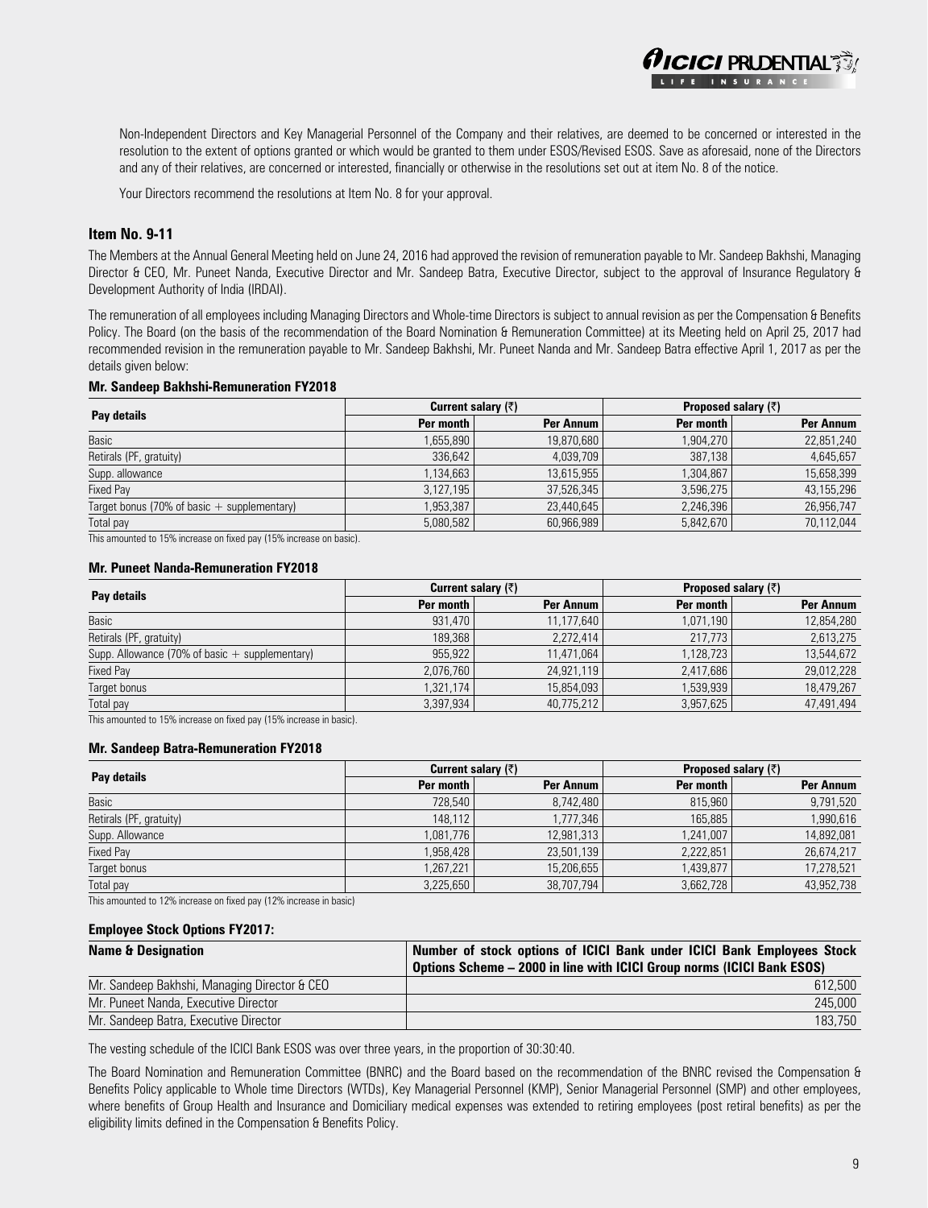Non-Independent Directors and Key Managerial Personnel of the Company and their relatives, are deemed to be concerned or interested in the resolution to the extent of options granted or which would be granted to them under ESOS/Revised ESOS. Save as aforesaid, none of the Directors and any of their relatives, are concerned or interested, financially or otherwise in the resolutions set out at item No. 8 of the notice.

Your Directors recommend the resolutions at Item No. 8 for your approval.

## Item No. 9-11

The Members at the Annual General Meeting held on June 24, 2016 had approved the revision of remuneration payable to Mr. Sandeep Bakhshi, Managing Director & CEO, Mr. Puneet Nanda, Executive Director and Mr. Sandeep Batra, Executive Director, subject to the approval of Insurance Regulatory & Development Authority of India (IRDAI).

The remuneration of all employees including Managing Directors and Whole-time Directors is subject to annual revision as per the Compensation & Benefits Policy. The Board (on the basis of the recommendation of the Board Nomination & Remuneration Committee) at its Meeting held on April 25, 2017 had recommended revision in the remuneration payable to Mr. Sandeep Bakhshi, Mr. Puneet Nanda and Mr. Sandeep Batra effective April 1, 2017 as per the details given below:

**Mr. Sandeep Bakhshi-Remuneration FY2018**

| Pay details | Current salary (₹) | | Proposed salary (₹) | |
|---|---|---|---|---|
| | Per month | Per Annum | Per month | Per Annum |
| Basic | 1,655,890 | 19,870,680 | 1,904,270 | 22,851,240 |
| Retirals (PF, gratuity) | 336,642 | 4,039,709 | 387,138 | 4,645,657 |
| Supp. allowance | 1,134,663 | 13,615,955 | 1,304,867 | 15,658,399 |
| Fixed Pay | 3,127,195 | 37,526,345 | 3,596,275 | 43,155,296 |
| Target bonus (70% of basic + supplementary) | 1,953,387 | 23,440,645 | 2,246,396 | 26,956,747 |
| Total pay | 5,080,582 | 60,966,989 | 5,842,670 | 70,112,044 |

This amounted to 15% increase on fixed pay (15% increase on basic).

**Mr. Puneet Nanda-Remuneration FY2018**

| Pay details | Current salary (₹) | | Proposed salary (₹) | |
|---|---|---|---|---|
| | Per month | Per Annum | Per month | Per Annum |
| Basic | 931,470 | 11,177,640 | 1,071,190 | 12,854,280 |
| Retirals (PF, gratuity) | 189,368 | 2,272,414 | 217,773 | 2,613,275 |
| Supp. Allowance (70% of basic + supplementary) | 955,922 | 11,471,064 | 1,128,723 | 13,544,672 |
| Fixed Pay | 2,076,760 | 24,921,119 | 2,417,686 | 29,012,228 |
| Target bonus | 1,321,174 | 15,854,093 | 1,539,939 | 18,479,267 |
| Total pay | 3,397,934 | 40,775,212 | 3,957,625 | 47,491,494 |

This amounted to 15% increase on fixed pay (15% increase in basic).

**Mr. Sandeep Batra-Remuneration FY2018**

| Pay details | Current salary (₹) | | Proposed salary (₹) | |
|---|---|---|---|---|
| | Per month | Per Annum | Per month | Per Annum |
| Basic | 728,540 | 8,742,480 | 815,960 | 9,791,520 |
| Retirals (PF, gratuity) | 148,112 | 1,777,346 | 165,885 | 1,990,616 |
| Supp. Allowance | 1,081,776 | 12,981,313 | 1,241,007 | 14,892,081 |
| Fixed Pay | 1,958,428 | 23,501,139 | 2,222,851 | 26,674,217 |
| Target bonus | 1,267,221 | 15,206,655 | 1,439,877 | 17,278,521 |
| Total pay | 3,225,650 | 38,707,794 | 3,662,728 | 43,952,738 |

This amounted to 12% increase on fixed pay (12% increase in basic)

**Employee Stock Options FY2017:**

| Name & Designation | Number of stock options of ICICI Bank under ICICI Bank Employees Stock Options Scheme – 2000 in line with ICICI Group norms (ICICI Bank ESOS) |
|---|---|
| Mr. Sandeep Bakhshi, Managing Director & CEO | 612,500 |
| Mr. Puneet Nanda, Executive Director | 245,000 |
| Mr. Sandeep Batra, Executive Director | 183,750 |

The vesting schedule of the ICICI Bank ESOS was over three years, in the proportion of 30:30:40.

The Board Nomination and Remuneration Committee (BNRC) and the Board based on the recommendation of the BNRC revised the Compensation & Benefits Policy applicable to Whole time Directors (WTDs), Key Managerial Personnel (KMP), Senior Managerial Personnel (SMP) and other employees, where benefits of Group Health and Insurance and Domiciliary medical expenses was extended to retiring employees (post retiral benefits) as per the eligibility limits defined in the Compensation & Benefits Policy.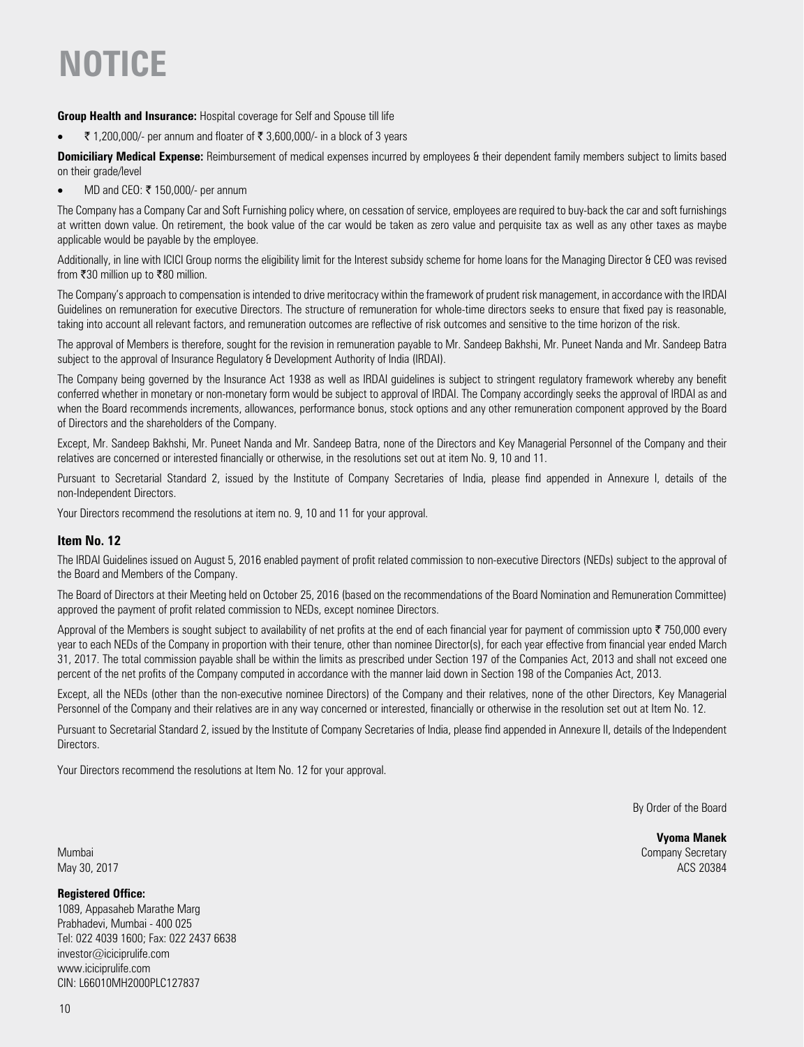# NOTICE

**Group Health and Insurance:** Hospital coverage for Self and Spouse till life

- ₹ 1,200,000/- per annum and floater of ₹ 3,600,000/- in a block of 3 years

**Domiciliary Medical Expense:** Reimbursement of medical expenses incurred by employees & their dependent family members subject to limits based on their grade/level

- MD and CEO: ₹ 150,000/- per annum

The Company has a Company Car and Soft Furnishing policy where, on cessation of service, employees are required to buy-back the car and soft furnishings at written down value. On retirement, the book value of the car would be taken as zero value and perquisite tax as well as any other taxes as maybe applicable would be payable by the employee.

Additionally, in line with ICICI Group norms the eligibility limit for the Interest subsidy scheme for home loans for the Managing Director & CEO was revised from ₹30 million up to ₹80 million.

The Company's approach to compensation is intended to drive meritocracy within the framework of prudent risk management, in accordance with the IRDAI Guidelines on remuneration for executive Directors. The structure of remuneration for whole-time directors seeks to ensure that fixed pay is reasonable, taking into account all relevant factors, and remuneration outcomes are reflective of risk outcomes and sensitive to the time horizon of the risk.

The approval of Members is therefore, sought for the revision in remuneration payable to Mr. Sandeep Bakhshi, Mr. Puneet Nanda and Mr. Sandeep Batra subject to the approval of Insurance Regulatory & Development Authority of India (IRDAI).

The Company being governed by the Insurance Act 1938 as well as IRDAI guidelines is subject to stringent regulatory framework whereby any benefit conferred whether in monetary or non-monetary form would be subject to approval of IRDAI. The Company accordingly seeks the approval of IRDAI as and when the Board recommends increments, allowances, performance bonus, stock options and any other remuneration component approved by the Board of Directors and the shareholders of the Company.

Except, Mr. Sandeep Bakhshi, Mr. Puneet Nanda and Mr. Sandeep Batra, none of the Directors and Key Managerial Personnel of the Company and their relatives are concerned or interested financially or otherwise, in the resolutions set out at item No. 9, 10 and 11.

Pursuant to Secretarial Standard 2, issued by the Institute of Company Secretaries of India, please find appended in Annexure I, details of the non-Independent Directors.

Your Directors recommend the resolutions at item no. 9, 10 and 11 for your approval.

### Item No. 12

The IRDAI Guidelines issued on August 5, 2016 enabled payment of profit related commission to non-executive Directors (NEDs) subject to the approval of the Board and Members of the Company.

The Board of Directors at their Meeting held on October 25, 2016 (based on the recommendations of the Board Nomination and Remuneration Committee) approved the payment of profit related commission to NEDs, except nominee Directors.

Approval of the Members is sought subject to availability of net profits at the end of each financial year for payment of commission upto ₹ 750,000 every year to each NEDs of the Company in proportion with their tenure, other than nominee Director(s), for each year effective from financial year ended March 31, 2017. The total commission payable shall be within the limits as prescribed under Section 197 of the Companies Act, 2013 and shall not exceed one percent of the net profits of the Company computed in accordance with the manner laid down in Section 198 of the Companies Act, 2013.

Except, all the NEDs (other than the non-executive nominee Directors) of the Company and their relatives, none of the other Directors, Key Managerial Personnel of the Company and their relatives are in any way concerned or interested, financially or otherwise in the resolution set out at Item No. 12.

Pursuant to Secretarial Standard 2, issued by the Institute of Company Secretaries of India, please find appended in Annexure II, details of the Independent Directors.

Your Directors recommend the resolutions at Item No. 12 for your approval.

By Order of the Board

**Vyoma Manek**
Company Secretary
ACS 20384

Mumbai
May 30, 2017

**Registered Office:**
1089, Appasaheb Marathe Marg
Prabhadevi, Mumbai - 400 025
Tel: 022 4039 1600; Fax: 022 2437 6638
investor@iciciprulife.com
www.iciciprulife.com
CIN: L66010MH2000PLC127837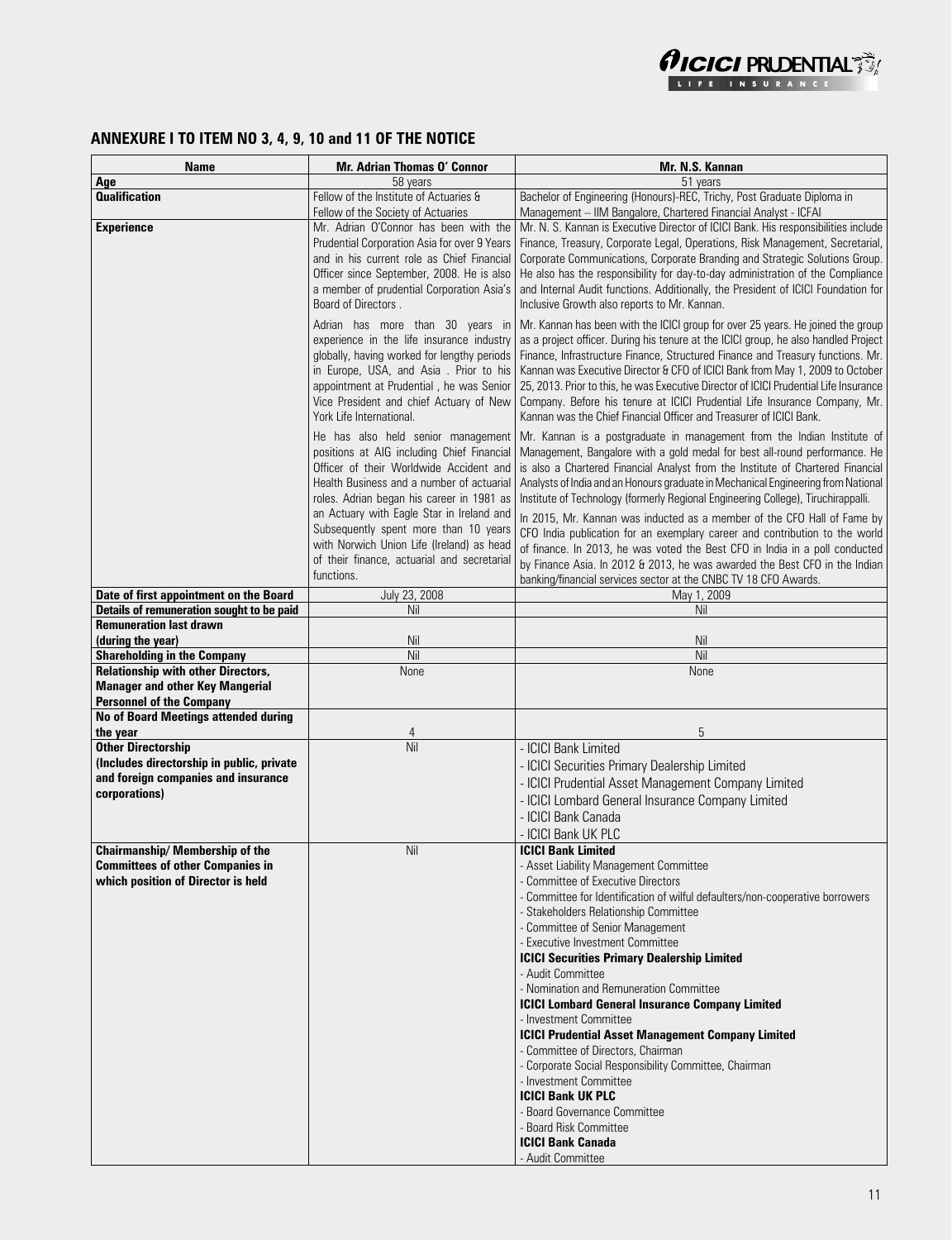## ANNEXURE I TO ITEM NO 3, 4, 9, 10 and 11 OF THE NOTICE

| Name | Mr. Adrian Thomas O' Connor | Mr. N.S. Kannan |
|---|---|---|
| Age | 58 years | 51 years |
| Qualification | Fellow of the Institute of Actuaries & Fellow of the Society of Actuaries | Bachelor of Engineering (Honours)-REC, Trichy, Post Graduate Diploma in Management – IIM Bangalore, Chartered Financial Analyst - ICFAI |
| Experience | Mr. Adrian O'Connor has been with the Prudential Corporation Asia for over 9 Years and in his current role as Chief Financial Officer since September, 2008. He is also a member of prudential Corporation Asia's Board of Directors .<br><br>Adrian has more than 30 years in experience in the life insurance industry globally, having worked for lengthy periods in Europe, USA, and Asia . Prior to his appointment at Prudential , he was Senior Vice President and chief Actuary of New York Life International.<br><br>He has also held senior management positions at AIG including Chief Financial Officer of their Worldwide Accident and Health Business and a number of actuarial roles. Adrian began his career in 1981 as an Actuary with Eagle Star in Ireland and Subsequently spent more than 10 years with Norwich Union Life (Ireland) as head of their finance, actuarial and secretarial functions. | Mr. N. S. Kannan is Executive Director of ICICI Bank. His responsibilities include Finance, Treasury, Corporate Legal, Operations, Risk Management, Secretarial, Corporate Communications, Corporate Branding and Strategic Solutions Group. He also has the responsibility for day-to-day administration of the Compliance and Internal Audit functions. Additionally, the President of ICICI Foundation for Inclusive Growth also reports to Mr. Kannan.<br><br>Mr. Kannan has been with the ICICI group for over 25 years. He joined the group as a project officer. During his tenure at the ICICI group, he also handled Project Finance, Infrastructure Finance, Structured Finance and Treasury functions. Mr. Kannan was Executive Director & CFO of ICICI Bank from May 1, 2009 to October 25, 2013. Prior to this, he was Executive Director of ICICI Prudential Life Insurance Company. Before his tenure at ICICI Prudential Life Insurance Company, Mr. Kannan was the Chief Financial Officer and Treasurer of ICICI Bank.<br><br>Mr. Kannan is a postgraduate in management from the Indian Institute of Management, Bangalore with a gold medal for best all-round performance. He is also a Chartered Financial Analyst from the Institute of Chartered Financial Analysts of India and an Honours graduate in Mechanical Engineering from National Institute of Technology (formerly Regional Engineering College), Tiruchirappalli.<br><br>In 2015, Mr. Kannan was inducted as a member of the CFO Hall of Fame by CFO India publication for an exemplary career and contribution to the world of finance. In 2013, he was voted the Best CFO in India in a poll conducted by Finance Asia. In 2012 & 2013, he was awarded the Best CFO in the Indian banking/financial services sector at the CNBC TV 18 CFO Awards. |
| Date of first appointment on the Board | July 23, 2008 | May 1, 2009 |
| Details of remuneration sought to be paid | Nil | Nil |
| Remuneration last drawn (during the year) | Nil | Nil |
| Shareholding in the Company | Nil | Nil |
| Relationship with other Directors, Manager and other Key Mangerial Personnel of the Company | None | None |
| No of Board Meetings attended during the year | 4 | 5 |
| Other Directorship (Includes directorship in public, private and foreign companies and insurance corporations) | Nil | - ICICI Bank Limited<br>- ICICI Securities Primary Dealership Limited<br>- ICICI Prudential Asset Management Company Limited<br>- ICICI Lombard General Insurance Company Limited<br>- ICICI Bank Canada<br>- ICICI Bank UK PLC |
| Chairmanship/ Membership of the Committees of other Companies in which position of Director is held | Nil | **ICICI Bank Limited**<br>- Asset Liability Management Committee<br>- Committee of Executive Directors<br>- Committee for Identification of wilful defaulters/non-cooperative borrowers<br>- Stakeholders Relationship Committee<br>- Committee of Senior Management<br>- Executive Investment Committee<br>**ICICI Securities Primary Dealership Limited**<br>- Audit Committee<br>- Nomination and Remuneration Committee<br>**ICICI Lombard General Insurance Company Limited**<br>- Investment Committee<br>**ICICI Prudential Asset Management Company Limited**<br>- Committee of Directors, Chairman<br>- Corporate Social Responsibility Committee, Chairman<br>- Investment Committee<br>**ICICI Bank UK PLC**<br>- Board Governance Committee<br>- Board Risk Committee<br>**ICICI Bank Canada**<br>- Audit Committee |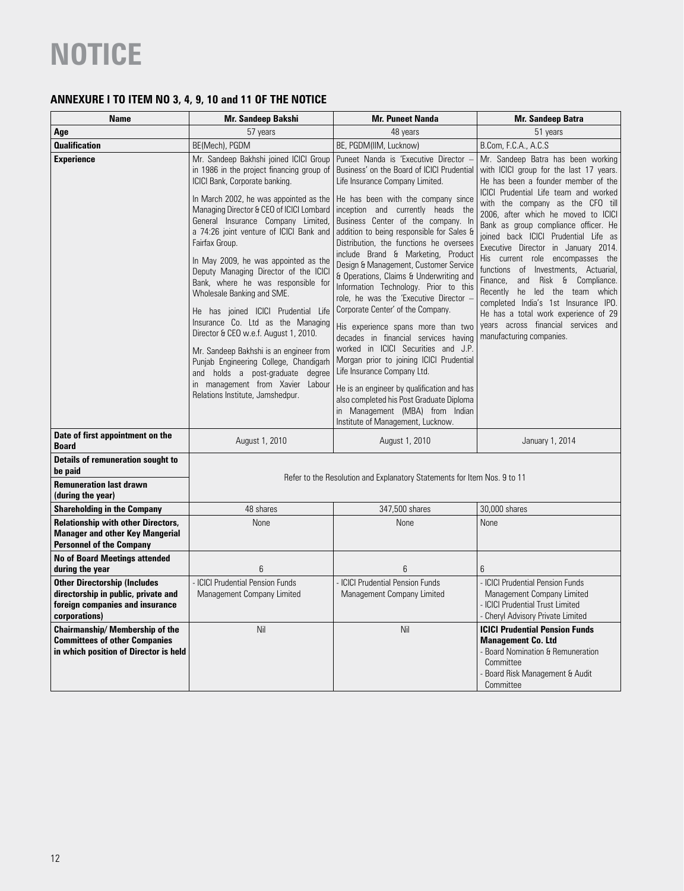# NOTICE

## ANNEXURE I TO ITEM NO 3, 4, 9, 10 and 11 OF THE NOTICE

| Name | Mr. Sandeep Bakshi | Mr. Puneet Nanda | Mr. Sandeep Batra |
|---|---|---|---|
| **Age** | 57 years | 48 years | 51 years |
| **Qualification** | BE(Mech), PGDM | BE, PGDM(IIM, Lucknow) | B.Com, F.C.A., A.C.S |
| **Experience** | Mr. Sandeep Bakhshi joined ICICI Group in 1986 in the project financing group of ICICI Bank, Corporate banking.<br><br>In March 2002, he was appointed as the Managing Director & CEO of ICICI Lombard General Insurance Company Limited, a 74:26 joint venture of ICICI Bank and Fairfax Group.<br><br>In May 2009, he was appointed as the Deputy Managing Director of the ICICI Bank, where he was responsible for Wholesale Banking and SME.<br><br>He has joined ICICI Prudential Life Insurance Co. Ltd as the Managing Director & CEO w.e.f. August 1, 2010.<br><br>Mr. Sandeep Bakhshi is an engineer from Punjab Engineering College, Chandigarh and holds a post-graduate degree in management from Xavier Labour Relations Institute, Jamshedpur. | Puneet Nanda is 'Executive Director – Business' on the Board of ICICI Prudential Life Insurance Company Limited.<br><br>He has been with the company since inception and currently heads the Business Center of the company. In addition to being responsible for Sales & Distribution, the functions he oversees include Brand & Marketing, Product Design & Management, Customer Service & Operations, Claims & Underwriting and Information Technology. Prior to this role, he was the 'Executive Director – Corporate Center' of the Company.<br><br>His experience spans more than two decades in financial services having worked in ICICI Securities and J.P. Morgan prior to joining ICICI Prudential Life Insurance Company Ltd.<br><br>He is an engineer by qualification and has also completed his Post Graduate Diploma in Management (MBA) from Indian Institute of Management, Lucknow. | Mr. Sandeep Batra has been working with ICICI group for the last 17 years. He has been a founder member of the ICICI Prudential Life team and worked with the company as the CFO till 2006, after which he moved to ICICI Bank as group compliance officer. He joined back ICICI Prudential Life as Executive Director in January 2014. His current role encompasses the functions of Investments, Actuarial, Finance, and Risk & Compliance. Recently he led the team which completed India's 1st Insurance IPO. He has a total work experience of 29 years across financial services and manufacturing companies. |
| **Date of first appointment on the Board** | August 1, 2010 | August 1, 2010 | January 1, 2014 |
| **Details of remuneration sought to be paid** | Refer to the Resolution and Explanatory Statements for Item Nos. 9 to 11 | | |
| **Remuneration last drawn (during the year)** | | | |
| **Shareholding in the Company** | 48 shares | 347,500 shares | 30,000 shares |
| **Relationship with other Directors, Manager and other Key Mangerial Personnel of the Company** | None | None | None |
| **No of Board Meetings attended during the year** | 6 | 6 | 6 |
| **Other Directorship (Includes directorship in public, private and foreign companies and insurance corporations)** | - ICICI Prudential Pension Funds Management Company Limited | - ICICI Prudential Pension Funds Management Company Limited | - ICICI Prudential Pension Funds Management Company Limited<br>- ICICI Prudential Trust Limited<br>- Cheryl Advisory Private Limited |
| **Chairmanship/ Membership of the Committees of other Companies in which position of Director is held** | Nil | Nil | **ICICI Prudential Pension Funds Management Co. Ltd**<br>- Board Nomination & Remuneration Committee<br>- Board Risk Management & Audit Committee |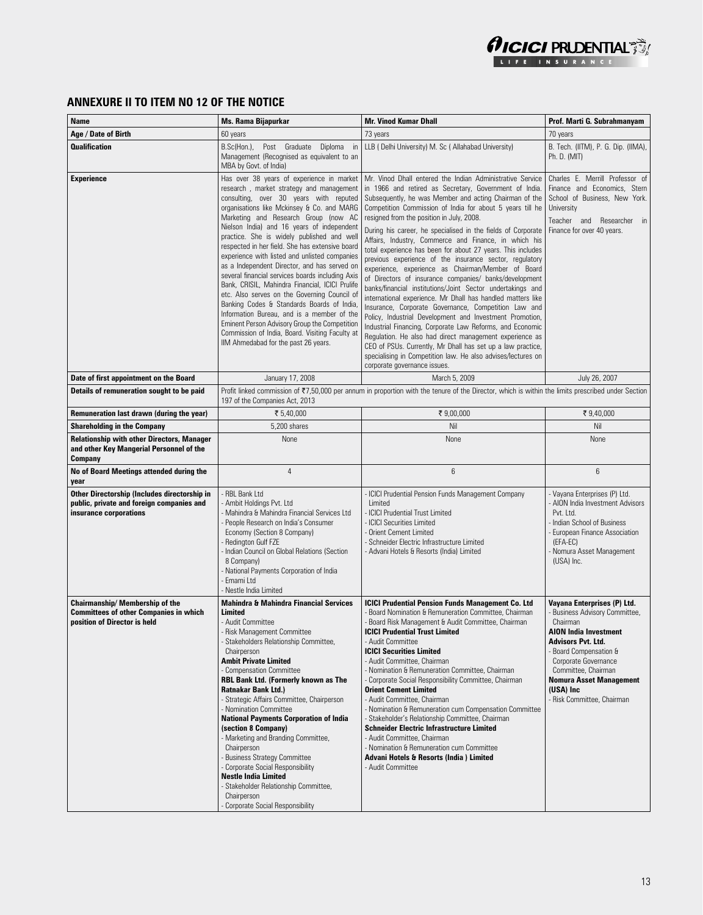## ANNEXURE II TO ITEM NO 12 OF THE NOTICE

| Name | Ms. Rama Bijapurkar | Mr. Vinod Kumar Dhall | Prof. Marti G. Subrahmanyam |
|---|---|---|---|
| Age / Date of Birth | 60 years | 73 years | 70 years |
| Qualification | B.Sc(Hon.), Post Graduate Diploma in Management (Recognised as equivalent to an MBA by Govt. of India) | LLB ( Delhi University) M. Sc ( Allahabad University) | B. Tech. (IITM), P. G. Dip. (IIMA), Ph. D. (MIT) |
| Experience | Has over 38 years of experience in market research , market strategy and management consulting, over 30 years with reputed organisations like Mckinsey & Co. and MARG Marketing and Research Group (now AC Nielson India) and 16 years of independent practice. She is widely published and well respected in her field. She has extensive board experience with listed and unlisted companies as a Independent Director, and has served on several financial services boards including Axis Bank, CRISIL, Mahindra Financial, ICICI Prulife etc. Also serves on the Governing Council of Banking Codes & Standards Boards of India, Information Bureau, and is a member of the Eminent Person Advisory Group the Competition Commission of India, Board. Visiting Faculty at IIM Ahmedabad for the past 26 years. | Mr. Vinod Dhall entered the Indian Administrative Service in 1966 and retired as Secretary, Government of India. Subsequently, he was Member and acting Chairman of the Competition Commission of India for about 5 years till he resigned from the position in July, 2008.<br>During his career, he specialised in the fields of Corporate Affairs, Industry, Commerce and Finance, in which his total experience has been for about 27 years. This includes previous experience of the insurance sector, regulatory experience, experience as Chairman/Member of Board of Directors of insurance companies/ banks/development banks/financial institutions/Joint Sector undertakings and international experience. Mr Dhall has handled matters like Insurance, Corporate Governance, Competition Law and Policy, Industrial Development and Investment Promotion, Industrial Financing, Corporate Law Reforms, and Economic Regulation. He also had direct management experience as CEO of PSUs. Currently, Mr Dhall has set up a law practice, specialising in Competition law. He also advises/lectures on corporate governance issues. | Charles E. Merrill Professor of Finance and Economics, Stern School of Business, New York. University<br>Teacher and Researcher in Finance for over 40 years. |
| Date of first appointment on the Board | January 17, 2008 | March 5, 2009 | July 26, 2007 |
| Details of remuneration sought to be paid | Profit linked commission of ₹7,50,000 per annum in proportion with the tenure of the Director, which is within the limits prescribed under Section 197 of the Companies Act, 2013 | | |
| Remuneration last drawn (during the year) | ₹ 5,40,000 | ₹ 9,00,000 | ₹ 9,40,000 |
| Shareholding in the Company | 5,200 shares | Nil | Nil |
| Relationship with other Directors, Manager and other Key Mangerial Personnel of the Company | None | None | None |
| No of Board Meetings attended during the year | 4 | 6 | 6 |
| Other Directorship (Includes directorship in public, private and foreign companies and insurance corporations | - RBL Bank Ltd<br>- Ambit Holdings Pvt. Ltd<br>- Mahindra & Mahindra Financial Services Ltd<br>- People Research on India's Consumer Economy (Section 8 Company)<br>- Redington Gulf FZE<br>- Indian Council on Global Relations (Section 8 Company)<br>- National Payments Corporation of India<br>- Emami Ltd<br>- Nestle India Limited | - ICICI Prudential Pension Funds Management Company Limited<br>- ICICI Prudential Trust Limited<br>- ICICI Securities Limited<br>- Orient Cement Limited<br>- Schneider Electric Infrastructure Limited<br>- Advani Hotels & Resorts (India) Limited | - Vayana Enterprises (P) Ltd.<br>- AION India Investment Advisors Pvt. Ltd.<br>- Indian School of Business<br>- European Finance Association (EFA-EC)<br>- Nomura Asset Management (USA) Inc. |
| Chairmanship/ Membership of the Committees of other Companies in which position of Director is held | **Mahindra & Mahindra Financial Services Limited**<br>- Audit Committee<br>- Risk Management Committee<br>- Stakeholders Relationship Committee, Chairperson<br>**Ambit Private Limited**<br>- Compensation Committee<br>**RBL Bank Ltd. (Formerly known as The Ratnakar Bank Ltd.)**<br>- Strategic Affairs Committee, Chairperson<br>- Nomination Committee<br>**National Payments Corporation of India (section 8 Company)**<br>- Marketing and Branding Committee, Chairperson<br>- Business Strategy Committee<br>- Corporate Social Responsibility<br>**Nestle India Limited**<br>- Stakeholder Relationship Committee, Chairperson<br>- Corporate Social Responsibility | **ICICI Prudential Pension Funds Management Co. Ltd**<br>- Board Nomination & Remuneration Committee, Chairman<br>- Board Risk Management & Audit Committee, Chairman<br>**ICICI Prudential Trust Limited**<br>- Audit Committee<br>**ICICI Securities Limited**<br>- Audit Committee, Chairman<br>- Nomination & Remuneration Committee, Chairman<br>- Corporate Social Responsibility Committee, Chairman<br>**Orient Cement Limited**<br>- Audit Committee, Chairman<br>- Nomination & Remuneration cum Compensation Committee<br>- Stakeholder's Relationship Committee, Chairman<br>**Schneider Electric Infrastructure Limited**<br>- Audit Committee, Chairman<br>- Nomination & Remuneration cum Committee<br>**Advani Hotels & Resorts (India ) Limited**<br>- Audit Committee | **Vayana Enterprises (P) Ltd.**<br>- Business Advisory Committee, Chairman<br>**AION India Investment Advisors Pvt. Ltd.**<br>- Board Compensation & Corporate Governance Committee, Chairman<br>**Nomura Asset Management (USA) Inc**<br>- Risk Committee, Chairman |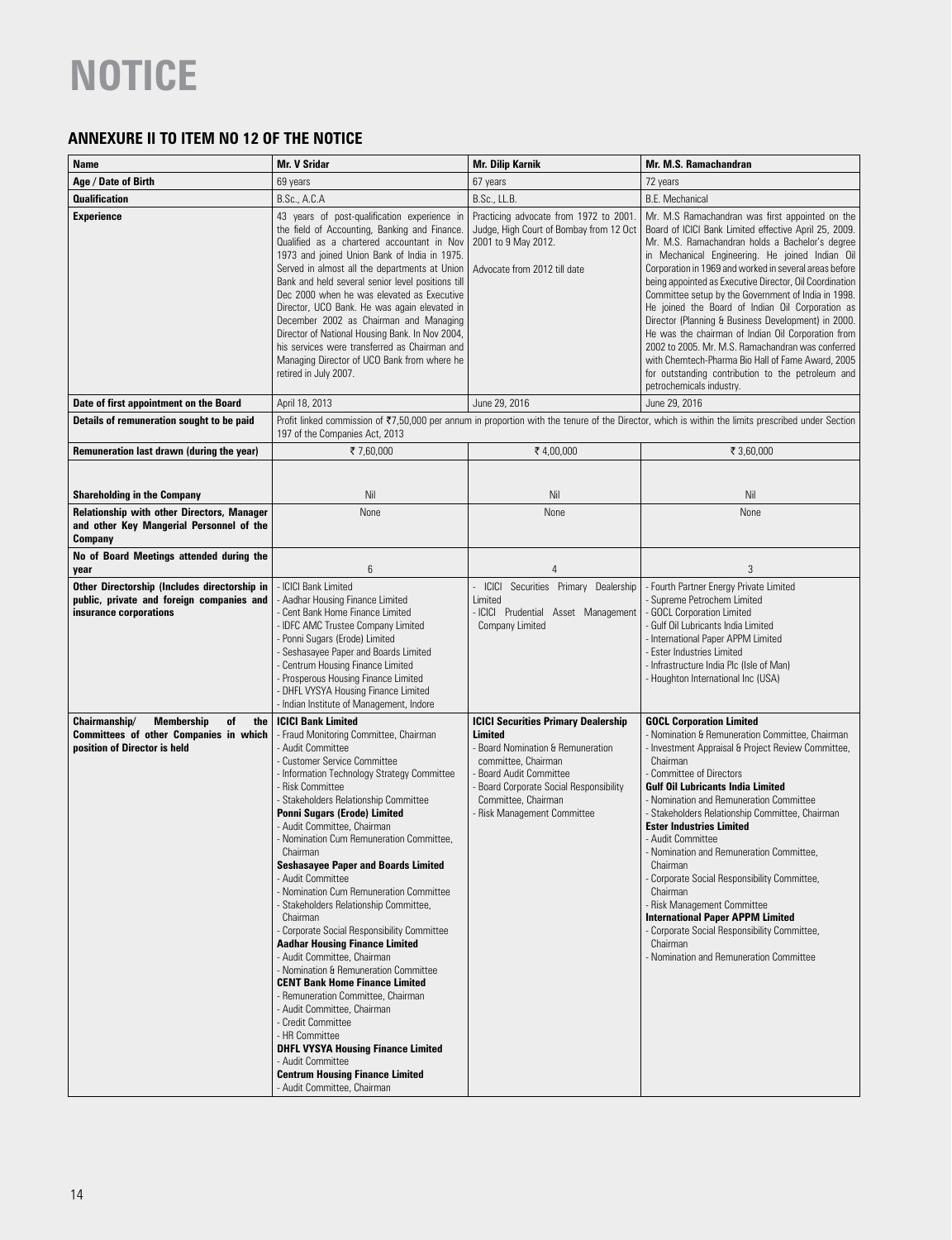# NOTICE

## ANNEXURE II TO ITEM NO 12 OF THE NOTICE

| Name | Mr. V Sridar | Mr. Dilip Karnik | Mr. M.S. Ramachandran |
|---|---|---|---|
| Age / Date of Birth | 69 years | 67 years | 72 years |
| Qualification | B.Sc., A.C.A | B.Sc., LL.B. | B.E. Mechanical |
| Experience | 43 years of post-qualification experience in the field of Accounting, Banking and Finance. Qualified as a chartered accountant in Nov 1973 and joined Union Bank of India in 1975. Served in almost all the departments at Union Bank and held several senior level positions till Dec 2000 when he was elevated as Executive Director, UCO Bank. He was again elevated in December 2002 as Chairman and Managing Director of National Housing Bank. In Nov 2004, his services were transferred as Chairman and Managing Director of UCO Bank from where he retired in July 2007. | Practicing advocate from 1972 to 2001. Judge, High Court of Bombay from 12 Oct 2001 to 9 May 2012.<br><br>Advocate from 2012 till date | Mr. M.S Ramachandran was first appointed on the Board of ICICI Bank Limited effective April 25, 2009. Mr. M.S. Ramachandran holds a Bachelor's degree in Mechanical Engineering. He joined Indian Oil Corporation in 1969 and worked in several areas before being appointed as Executive Director, Oil Coordination Committee setup by the Government of India in 1998. He joined the Board of Indian Oil Corporation as Director (Planning & Business Development) in 2000. He was the chairman of Indian Oil Corporation from 2002 to 2005. Mr. M.S. Ramachandran was conferred with Chemtech-Pharma Bio Hall of Fame Award, 2005 for outstanding contribution to the petroleum and petrochemicals industry. |
| Date of first appointment on the Board | April 18, 2013 | June 29, 2016 | June 29, 2016 |
| Details of remuneration sought to be paid | Profit linked commission of ₹7,50,000 per annum in proportion with the tenure of the Director, which is within the limits prescribed under Section 197 of the Companies Act, 2013 | | |
| Remuneration last drawn (during the year) | ₹ 7,60,000 | ₹ 4,00,000 | ₹ 3,60,000 |
| Shareholding in the Company | Nil | Nil | Nil |
| Relationship with other Directors, Manager and other Key Mangerial Personnel of the Company | None | None | None |
| No of Board Meetings attended during the year | 6 | 4 | 3 |
| Other Directorship (Includes directorship in public, private and foreign companies and insurance corporations | - ICICI Bank Limited<br>- Aadhar Housing Finance Limited<br>- Cent Bank Home Finance Limited<br>- IDFC AMC Trustee Company Limited<br>- Ponni Sugars (Erode) Limited<br>- Seshasayee Paper and Boards Limited<br>- Centrum Housing Finance Limited<br>- Prosperous Housing Finance Limited<br>- DHFL VYSYA Housing Finance Limited<br>- Indian Institute of Management, Indore | - ICICI Securities Primary Dealership Limited<br>- ICICI Prudential Asset Management Company Limited | - Fourth Partner Energy Private Limited<br>- Supreme Petrochem Limited<br>- GOCL Corporation Limited<br>- Gulf Oil Lubricants India Limited<br>- International Paper APPM Limited<br>- Ester Industries Limited<br>- Infrastructure India Plc (Isle of Man)<br>- Houghton International Inc (USA) |
| Chairmanship/ Membership of the Committees of other Companies in which position of Director is held | **ICICI Bank Limited**<br>- Fraud Monitoring Committee, Chairman<br>- Audit Committee<br>- Customer Service Committee<br>- Information Technology Strategy Committee<br>- Risk Committee<br>- Stakeholders Relationship Committee<br>**Ponni Sugars (Erode) Limited**<br>- Audit Committee, Chairman<br>- Nomination Cum Remuneration Committee, Chairman<br>**Seshasayee Paper and Boards Limited**<br>- Audit Committee<br>- Nomination Cum Remuneration Committee<br>- Stakeholders Relationship Committee, Chairman<br>- Corporate Social Responsibility Committee<br>**Aadhar Housing Finance Limited**<br>- Audit Committee, Chairman<br>- Nomination & Remuneration Committee<br>**CENT Bank Home Finance Limited**<br>- Remuneration Committee, Chairman<br>- Audit Committee, Chairman<br>- Credit Committee<br>- HR Committee<br>**DHFL VYSYA Housing Finance Limited**<br>- Audit Committee<br>**Centrum Housing Finance Limited**<br>- Audit Committee, Chairman | **ICICI Securities Primary Dealership Limited**<br>- Board Nomination & Remuneration committee, Chairman<br>- Board Audit Committee<br>- Board Corporate Social Responsibility Committee, Chairman<br>- Risk Management Committee | **GOCL Corporation Limited**<br>- Nomination & Remuneration Committee, Chairman<br>- Investment Appraisal & Project Review Committee, Chairman<br>- Committee of Directors<br>**Gulf Oil Lubricants India Limited**<br>- Nomination and Remuneration Committee<br>- Stakeholders Relationship Committee, Chairman<br>**Ester Industries Limited**<br>- Audit Committee<br>- Nomination and Remuneration Committee, Chairman<br>- Corporate Social Responsibility Committee, Chairman<br>- Risk Management Committee<br>**International Paper APPM Limited**<br>- Corporate Social Responsibility Committee, Chairman<br>- Nomination and Remuneration Committee |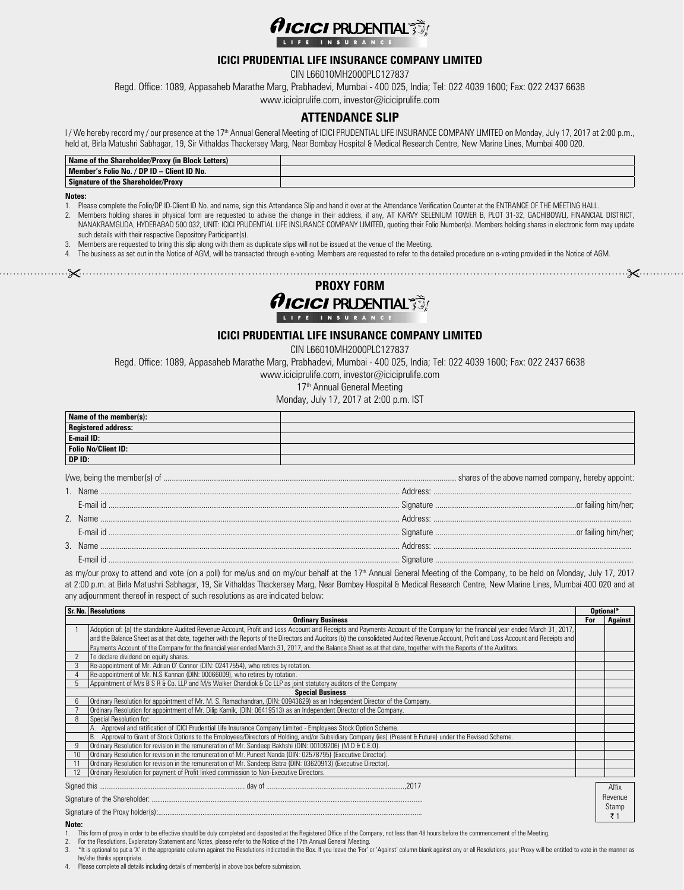# ICICI PRUDENTIAL LIFE INSURANCE COMPANY LIMITED

CIN L66010MH2000PLC127837

Regd. Office: 1089, Appasaheb Marathe Marg, Prabhadevi, Mumbai - 400 025, India; Tel: 022 4039 1600; Fax: 022 2437 6638

www.iciciprulife.com, investor@iciciprulife.com

## ATTENDANCE SLIP

I / We hereby record my / our presence at the 17th Annual General Meeting of ICICI PRUDENTIAL LIFE INSURANCE COMPANY LIMITED on Monday, July 17, 2017 at 2:00 p.m., held at, Birla Matushri Sabhagar, 19, Sir Vithaldas Thackersey Marg, Near Bombay Hospital & Medical Research Centre, New Marine Lines, Mumbai 400 020.

| | |
|---|---|
| **Name of the Shareholder/Proxy (in Block Letters)** | |
| **Member's Folio No. / DP ID – Client ID No.** | |
| **Signature of the Shareholder/Proxy** | |

**Notes:**

1. Please complete the Folio/DP ID-Client ID No. and name, sign this Attendance Slip and hand it over at the Attendance Verification Counter at the ENTRANCE OF THE MEETING HALL.
2. Members holding shares in physical form are requested to advise the change in their address, if any, AT KARVY SELENIUM TOWER B, PLOT 31-32, GACHIBOWLI, FINANCIAL DISTRICT, NANAKRAMGUDA, HYDERABAD 500 032, UNIT: ICICI PRUDENTIAL LIFE INSURANCE COMPANY LIMITED, quoting their Folio Number(s). Members holding shares in electronic form may update such details with their respective Depository Participant(s).
3. Members are requested to bring this slip along with them as duplicate slips will not be issued at the venue of the Meeting.
4. The business as set out in the Notice of AGM, will be transacted through e-voting. Members are requested to refer to the detailed procedure on e-voting provided in the Notice of AGM.

---

## PROXY FORM

# ICICI PRUDENTIAL LIFE INSURANCE COMPANY LIMITED

CIN L66010MH2000PLC127837

Regd. Office: 1089, Appasaheb Marathe Marg, Prabhadevi, Mumbai - 400 025, India; Tel: 022 4039 1600; Fax: 022 2437 6638

www.iciciprulife.com, investor@iciciprulife.com

17th Annual General Meeting

Monday, July 17, 2017 at 2:00 p.m. IST

| | |
|---|---|
| **Name of the member(s):** | |
| **Registered address:** | |
| **E-mail ID:** | |
| **Folio No/Client ID:** | |
| **DP ID:** | |

I/we, being the member(s) of .................................... shares of the above named company, hereby appoint:

1. Name .................................... Address: ....................................
   E-mail id .................................... Signature ....................................or failing him/her;
2. Name .................................... Address: ....................................
   E-mail id .................................... Signature ....................................or failing him/her;
3. Name .................................... Address: ....................................
   E-mail id .................................... Signature ....................................

as my/our proxy to attend and vote (on a poll) for me/us and on my/our behalf at the 17th Annual General Meeting of the Company, to be held on Monday, July 17, 2017 at 2:00 p.m. at Birla Matushri Sabhagar, 19, Sir Vithaldas Thackersey Marg, Near Bombay Hospital & Medical Research Centre, New Marine Lines, Mumbai 400 020 and at any adjournment thereof in respect of such resolutions as are indicated below:

| Sr. No. | Resolutions | Optional* | |
|---|---|---|---|
| | | For | Against |
| | **Ordinary Business** | | |
| 1 | Adoption of: (a) the standalone Audited Revenue Account, Profit and Loss Account and Receipts and Payments Account of the Company for the financial year ended March 31, 2017, and the Balance Sheet as at that date, together with the Reports of the Directors and Auditors (b) the consolidated Audited Revenue Account, Profit and Loss Account and Receipts and Payments Account of the Company for the financial year ended March 31, 2017, and the Balance Sheet as at that date, together with the Reports of the Auditors. | | |
| 2 | To declare dividend on equity shares. | | |
| 3 | Re-appointment of Mr. Adrian O' Connor (DIN: 02417554), who retires by rotation. | | |
| 4 | Re-appointment of Mr. N.S Kannan (DIN: 00066009), who retires by rotation. | | |
| 5 | Appointment of M/s B S R & Co. LLP and M/s Walker Chandiok & Co LLP as joint statutory auditors of the Company | | |
| | **Special Business** | | |
| 6 | Ordinary Resolution for appointment of Mr. M. S. Ramachandran, (DIN: 00943629) as an Independent Director of the Company. | | |
| 7 | Ordinary Resolution for appointment of Mr. Dilip Karnik, (DIN: 06419513) as an Independent Director of the Company. | | |
| 8 | Special Resolution for: | | |
| | A. Approval and ratification of ICICI Prudential Life Insurance Company Limited - Employees Stock Option Scheme. | | |
| | B. Approval to Grant of Stock Options to the Employees/Directors of Holding, and/or Subsidiary Company (ies) (Present & Future) under the Revised Scheme. | | |
| 9 | Ordinary Resolution for revision in the remuneration of Mr. Sandeep Bakhshi (DIN: 00109206) (M.D & C.E.O). | | |
| 10 | Ordinary Resolution for revision in the remuneration of Mr. Puneet Nanda (DIN: 02578795) (Executive Director). | | |
| 11 | Ordinary Resolution for revision in the remuneration of Mr. Sandeep Batra (DIN: 03620913) (Executive Director). | | |
| 12 | Ordinary Resolution for payment of Profit linked commission to Non-Executive Directors. | | |

Signed this .................................... day of ....................................,2017

Signature of the Shareholder: ....................................

Signature of the Proxy holder(s):....................................

Affix Revenue Stamp ₹ 1

**Note:**

1. This form of proxy in order to be effective should be duly completed and deposited at the Registered Office of the Company, not less than 48 hours before the commencement of the Meeting.
2. For the Resolutions, Explanatory Statement and Notes, please refer to the Notice of the 17th Annual General Meeting.
3. *It is optional to put a 'X' in the appropriate column against the Resolutions indicated in the Box. If you leave the 'For' or 'Against' column blank against any or all Resolutions, your Proxy will be entitled to vote in the manner as he/she thinks appropriate.
4. Please complete all details including details of member(s) in above box before submission.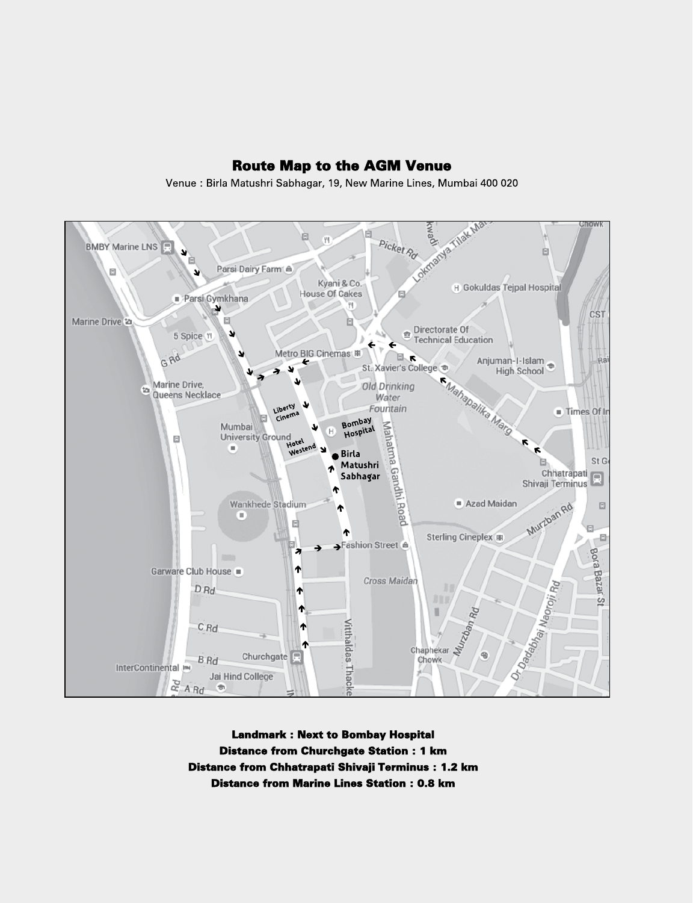# Route Map to the AGM Venue

Venue : Birla Matushri Sabhagar, 19, New Marine Lines, Mumbai 400 020

**Landmark : Next to Bombay Hospital**

**Distance from Churchgate Station : 1 km**

**Distance from Chhatrapati Shivaji Terminus : 1.2 km**

**Distance from Marine Lines Station : 0.8 km**